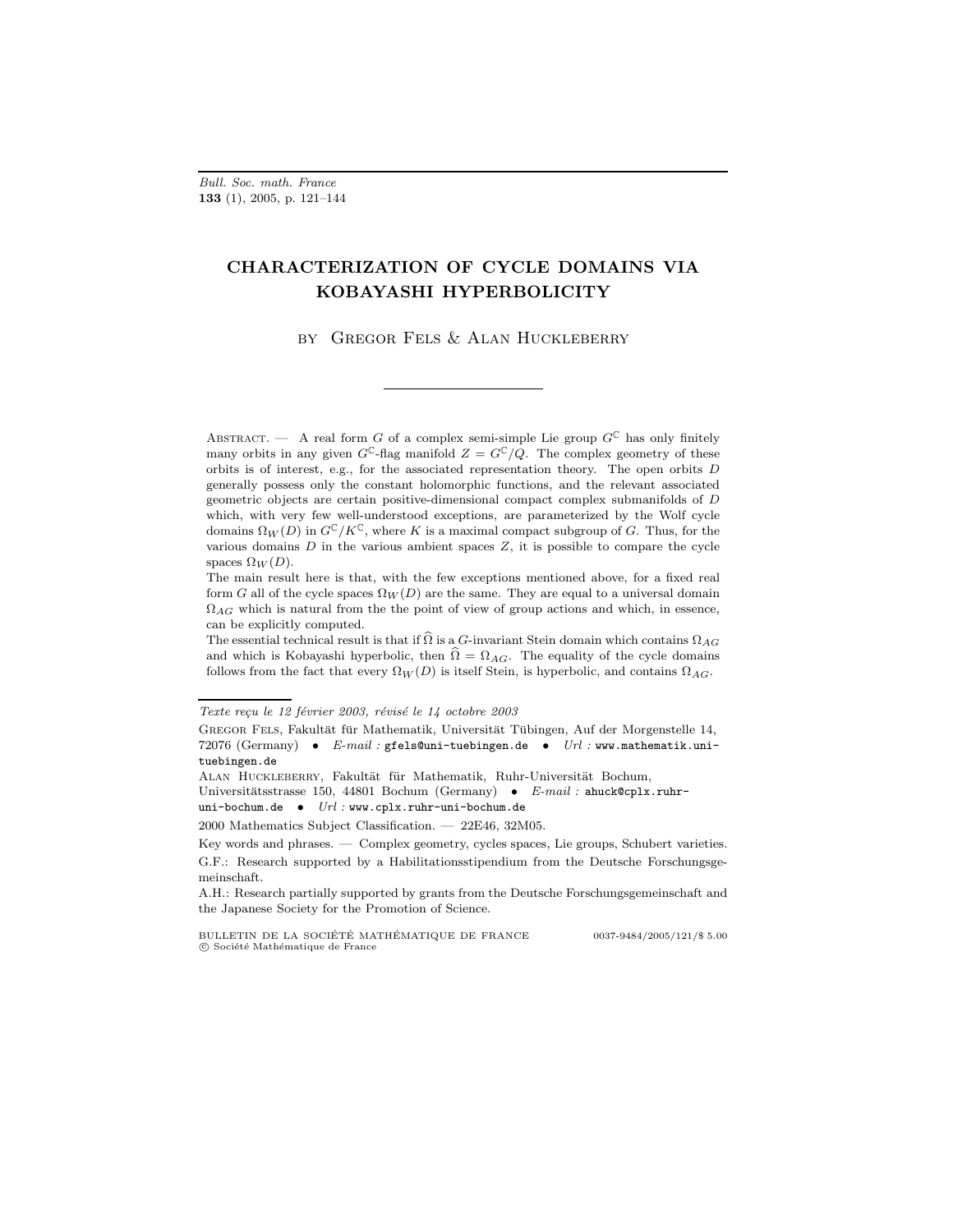# CHARACTERIZATION OF CYCLE DOMAINS VIA KOBAYASHI HYPERBOLICITY

by Gregor Fels & Alan Huckleberry

---

Abstract. — A real form $G$ of a complex semi-simple Lie group $G^{\mathbb{C}}$ has only finitely many orbits in any given $G^{\mathbb{C}}$-flag manifold $Z = G^{\mathbb{C}}/Q$. The complex geometry of these orbits is of interest, e.g., for the associated representation theory. The open orbits $D$ generally possess only the constant holomorphic functions, and the relevant associated geometric objects are certain positive-dimensional compact complex submanifolds of $D$ which, with very few well-understood exceptions, are parameterized by the Wolf cycle domains $\Omega_W(D)$ in $G^{\mathbb{C}}/K^{\mathbb{C}}$, where $K$ is a maximal compact subgroup of $G$. Thus, for the various domains $D$ in the various ambient spaces $Z$, it is possible to compare the cycle spaces $\Omega_W(D)$.

The main result here is that, with the few exceptions mentioned above, for a fixed real form $G$ all of the cycle spaces $\Omega_W(D)$ are the same. They are equal to a universal domain $\Omega_{AG}$ which is natural from the the point of view of group actions and which, in essence, can be explicitly computed.

The essential technical result is that if $\widehat{\Omega}$ is a $G$-invariant Stein domain which contains $\Omega_{AG}$ and which is Kobayashi hyperbolic, then $\widehat{\Omega} = \Omega_{AG}$. The equality of the cycle domains follows from the fact that every $\Omega_W(D)$ is itself Stein, is hyperbolic, and contains $\Omega_{AG}$.

---

*Texte reçu le 12 février 2003, révisé le 14 octobre 2003*

Gregor Fels, Fakultät für Mathematik, Universität Tübingen, Auf der Morgenstelle 14, 72076 (Germany) • *E-mail :* gfels@uni-tuebingen.de • *Url :* www.mathematik.uni-tuebingen.de

Alan Huckleberry, Fakultät für Mathematik, Ruhr-Universität Bochum, Universitätsstrasse 150, 44801 Bochum (Germany) • *E-mail :* ahuck@cplx.ruhr-uni-bochum.de • *Url :* www.cplx.ruhr-uni-bochum.de

2000 Mathematics Subject Classification. — 22E46, 32M05.

Key words and phrases. — Complex geometry, cycles spaces, Lie groups, Schubert varieties.

G.F.: Research supported by a Habilitationsstipendium from the Deutsche Forschungsgemeinschaft.

A.H.: Research partially supported by grants from the Deutsche Forschungsgemeinschaft and the Japanese Society for the Promotion of Science.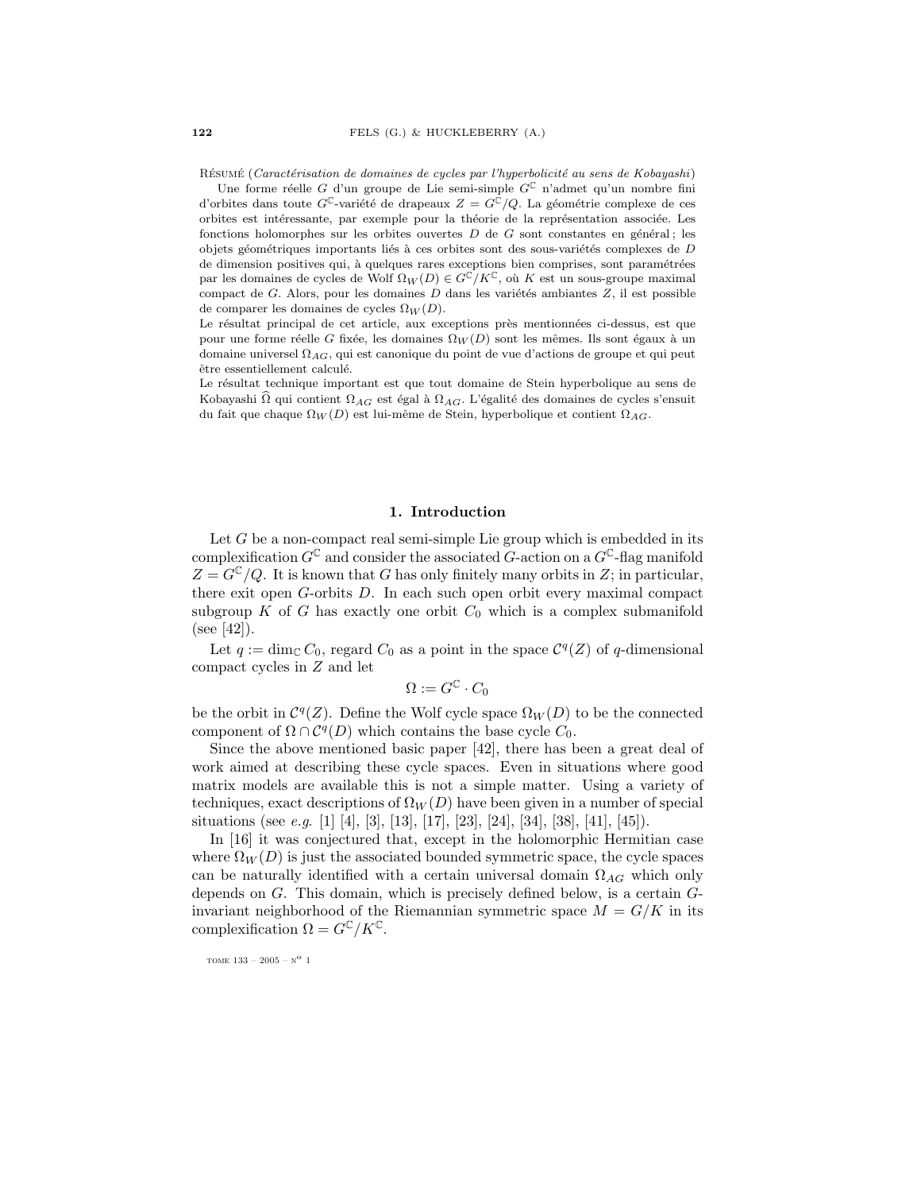Résumé (*Caractérisation de domaines de cycles par l'hyperbolicité au sens de Kobayashi*)
Une forme réelle $G$ d'un groupe de Lie semi-simple $G^{\mathbb{C}}$ n'admet qu'un nombre fini d'orbites dans toute $G^{\mathbb{C}}$-variété de drapeaux $Z = G^{\mathbb{C}}/Q$. La géométrie complexe de ces orbites est intéressante, par exemple pour la théorie de la représentation associée. Les fonctions holomorphes sur les orbites ouvertes $D$ de $G$ sont constantes en général ; les objets géométriques importants liés à ces orbites sont des sous-variétés complexes de $D$ de dimension positives qui, à quelques rares exceptions bien comprises, sont paramétrées par les domaines de cycles de Wolf $\Omega_W(D) \in G^{\mathbb{C}}/K^{\mathbb{C}}$, où $K$ est un sous-groupe maximal compact de $G$. Alors, pour les domaines $D$ dans les variétés ambiantes $Z$, il est possible de comparer les domaines de cycles $\Omega_W(D)$.
Le résultat principal de cet article, aux exceptions près mentionnées ci-dessus, est que pour une forme réelle $G$ fixée, les domaines $\Omega_W(D)$ sont les mêmes. Ils sont égaux à un domaine universel $\Omega_{AG}$, qui est canonique du point de vue d'actions de groupe et qui peut être essentiellement calculé.
Le résultat technique important est que tout domaine de Stein hyperbolique au sens de Kobayashi $\widehat{\Omega}$ qui contient $\Omega_{AG}$ est égal à $\Omega_{AG}$. L'égalité des domaines de cycles s'ensuit du fait que chaque $\Omega_W(D)$ est lui-même de Stein, hyperbolique et contient $\Omega_{AG}$.

## 1. Introduction

Let $G$ be a non-compact real semi-simple Lie group which is embedded in its complexification $G^{\mathbb{C}}$ and consider the associated $G$-action on a $G^{\mathbb{C}}$-flag manifold $Z = G^{\mathbb{C}}/Q$. It is known that $G$ has only finitely many orbits in $Z$; in particular, there exit open $G$-orbits $D$. In each such open orbit every maximal compact subgroup $K$ of $G$ has exactly one orbit $C_0$ which is a complex submanifold (see [42]).

Let $q := \dim_{\mathbb{C}} C_0$, regard $C_0$ as a point in the space $\mathcal{C}^q(Z)$ of $q$-dimensional compact cycles in $Z$ and let

$$\Omega := G^{\mathbb{C}} \cdot C_0$$

be the orbit in $\mathcal{C}^q(Z)$. Define the Wolf cycle space $\Omega_W(D)$ to be the connected component of $\Omega \cap \mathcal{C}^q(D)$ which contains the base cycle $C_0$.

Since the above mentioned basic paper [42], there has been a great deal of work aimed at describing these cycle spaces. Even in situations where good matrix models are available this is not a simple matter. Using a variety of techniques, exact descriptions of $\Omega_W(D)$ have been given in a number of special situations (see *e.g.* [1] [4], [3], [13], [17], [23], [24], [34], [38], [41], [45]).

In [16] it was conjectured that, except in the holomorphic Hermitian case where $\Omega_W(D)$ is just the associated bounded symmetric space, the cycle spaces can be naturally identified with a certain universal domain $\Omega_{AG}$ which only depends on $G$. This domain, which is precisely defined below, is a certain $G$-invariant neighborhood of the Riemannian symmetric space $M = G/K$ in its complexification $\Omega = G^{\mathbb{C}}/K^{\mathbb{C}}$.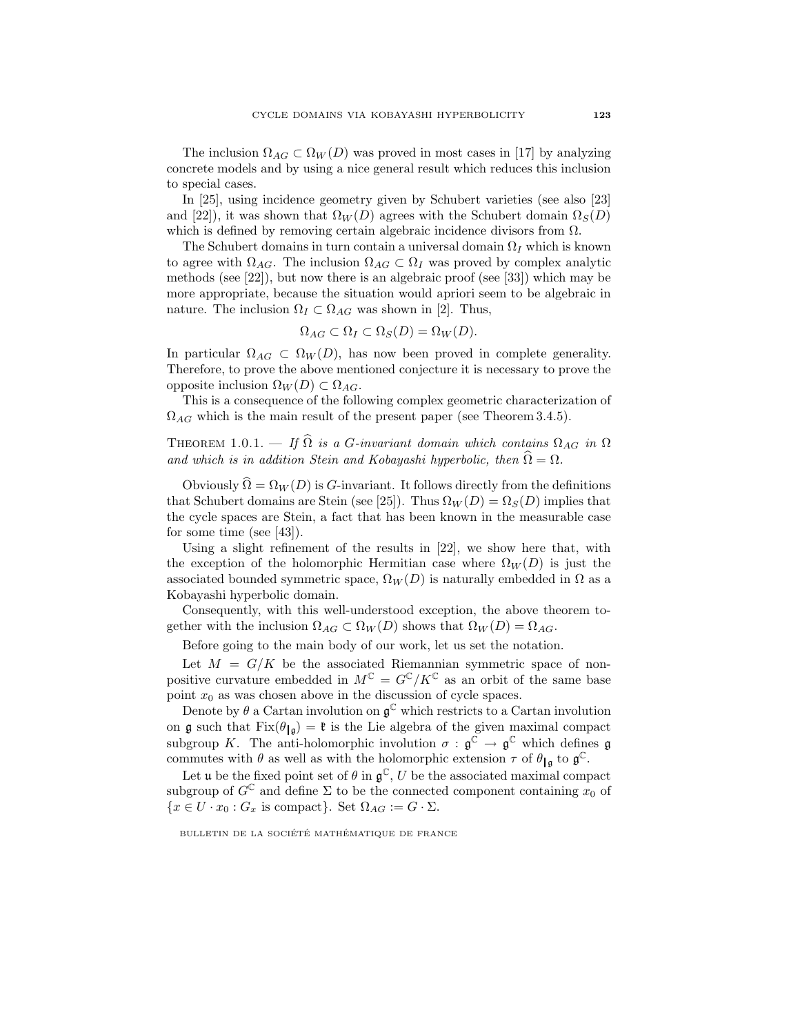The inclusion $\Omega_{AG} \subset \Omega_W(D)$ was proved in most cases in [17] by analyzing concrete models and by using a nice general result which reduces this inclusion to special cases.

In [25], using incidence geometry given by Schubert varieties (see also [23] and [22]), it was shown that $\Omega_W(D)$ agrees with the Schubert domain $\Omega_S(D)$ which is defined by removing certain algebraic incidence divisors from $\Omega$.

The Schubert domains in turn contain a universal domain $\Omega_I$ which is known to agree with $\Omega_{AG}$. The inclusion $\Omega_{AG} \subset \Omega_I$ was proved by complex analytic methods (see [22]), but now there is an algebraic proof (see [33]) which may be more appropriate, because the situation would apriori seem to be algebraic in nature. The inclusion $\Omega_I \subset \Omega_{AG}$ was shown in [2]. Thus,

$$\Omega_{AG} \subset \Omega_I \subset \Omega_S(D) = \Omega_W(D).$$

In particular $\Omega_{AG} \subset \Omega_W(D)$, has now been proved in complete generality. Therefore, to prove the above mentioned conjecture it is necessary to prove the opposite inclusion $\Omega_W(D) \subset \Omega_{AG}$.

This is a consequence of the following complex geometric characterization of $\Omega_{AG}$ which is the main result of the present paper (see Theorem 3.4.5).

Theorem 1.0.1. — *If $\widehat{\Omega}$ is a $G$-invariant domain which contains $\Omega_{AG}$ in $\Omega$ and which is in addition Stein and Kobayashi hyperbolic, then $\widehat{\Omega} = \Omega$.*

Obviously $\widehat{\Omega} = \Omega_W(D)$ is $G$-invariant. It follows directly from the definitions that Schubert domains are Stein (see [25]). Thus $\Omega_W(D) = \Omega_S(D)$ implies that the cycle spaces are Stein, a fact that has been known in the measurable case for some time (see [43]).

Using a slight refinement of the results in [22], we show here that, with the exception of the holomorphic Hermitian case where $\Omega_W(D)$ is just the associated bounded symmetric space, $\Omega_W(D)$ is naturally embedded in $\Omega$ as a Kobayashi hyperbolic domain.

Consequently, with this well-understood exception, the above theorem together with the inclusion $\Omega_{AG} \subset \Omega_W(D)$ shows that $\Omega_W(D) = \Omega_{AG}$.

Before going to the main body of our work, let us set the notation.

Let $M = G/K$ be the associated Riemannian symmetric space of non-positive curvature embedded in $M^{\mathbb{C}} = G^{\mathbb{C}}/K^{\mathbb{C}}$ as an orbit of the same base point $x_0$ as was chosen above in the discussion of cycle spaces.

Denote by $\theta$ a Cartan involution on $\mathfrak{g}^{\mathbb{C}}$ which restricts to a Cartan involution on $\mathfrak{g}$ such that $\mathrm{Fix}(\theta_{|\mathfrak{g}}) = \mathfrak{k}$ is the Lie algebra of the given maximal compact subgroup $K$. The anti-holomorphic involution $\sigma : \mathfrak{g}^{\mathbb{C}} \to \mathfrak{g}^{\mathbb{C}}$ which defines $\mathfrak{g}$ commutes with $\theta$ as well as with the holomorphic extension $\tau$ of $\theta_{|\mathfrak{g}}$ to $\mathfrak{g}^{\mathbb{C}}$.

Let $\mathfrak{u}$ be the fixed point set of $\theta$ in $\mathfrak{g}^{\mathbb{C}}$, $U$ be the associated maximal compact subgroup of $G^{\mathbb{C}}$ and define $\Sigma$ to be the connected component containing $x_0$ of $\{x \in U \cdot x_0 : G_x \text{ is compact}\}$. Set $\Omega_{AG} := G \cdot \Sigma$.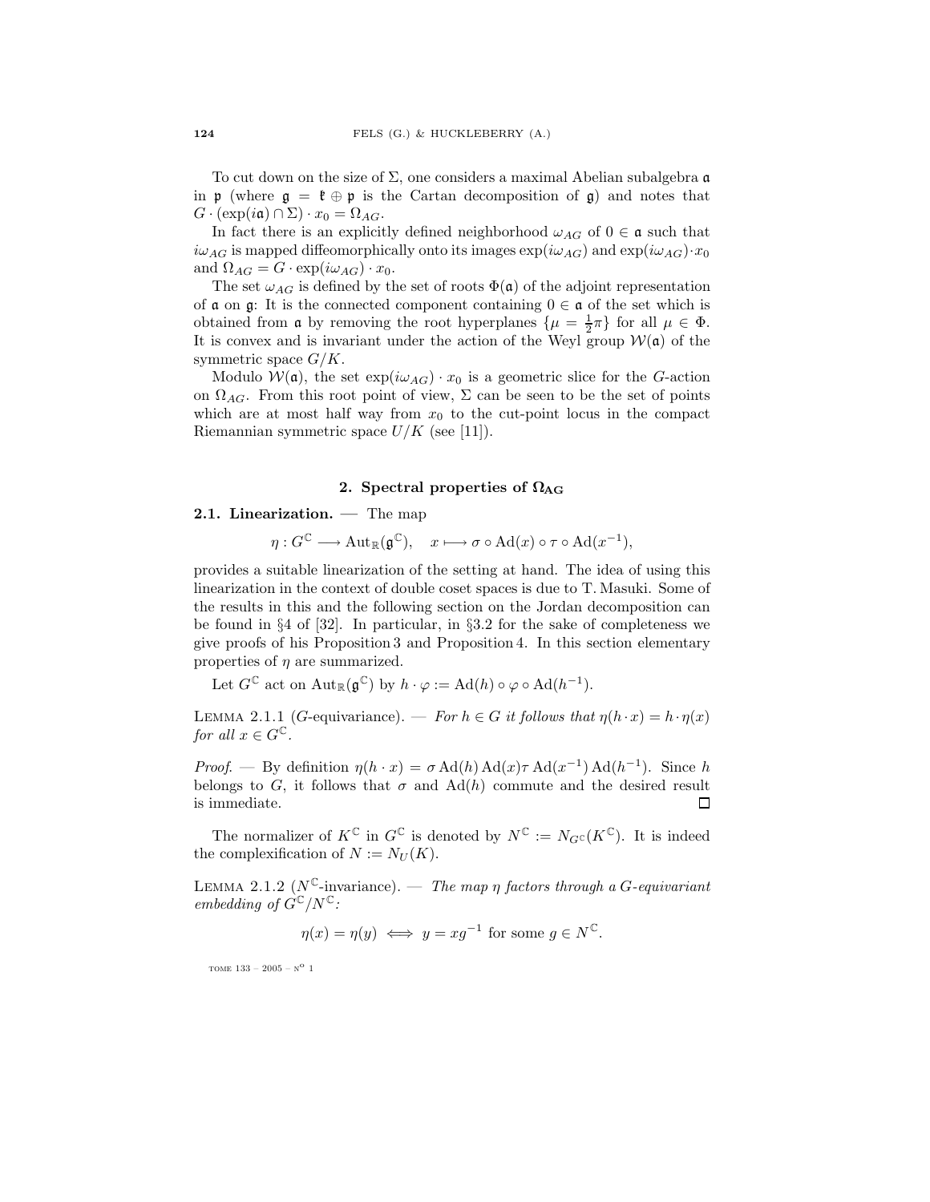To cut down on the size of $\Sigma$, one considers a maximal Abelian subalgebra $\mathfrak{a}$ in $\mathfrak{p}$ (where $\mathfrak{g} = \mathfrak{k} \oplus \mathfrak{p}$ is the Cartan decomposition of $\mathfrak{g}$) and notes that $G \cdot (\exp(i\mathfrak{a}) \cap \Sigma) \cdot x_0 = \Omega_{AG}$.

In fact there is an explicitly defined neighborhood $\omega_{AG}$ of $0 \in \mathfrak{a}$ such that $i\omega_{AG}$ is mapped diffeomorphically onto its images $\exp(i\omega_{AG})$ and $\exp(i\omega_{AG}) \cdot x_0$ and $\Omega_{AG} = G \cdot \exp(i\omega_{AG}) \cdot x_0$.

The set $\omega_{AG}$ is defined by the set of roots $\Phi(\mathfrak{a})$ of the adjoint representation of $\mathfrak{a}$ on $\mathfrak{g}$: It is the connected component containing $0 \in \mathfrak{a}$ of the set which is obtained from $\mathfrak{a}$ by removing the root hyperplanes $\{\mu = \frac{1}{2}\pi\}$ for all $\mu \in \Phi$. It is convex and is invariant under the action of the Weyl group $\mathcal{W}(\mathfrak{a})$ of the symmetric space $G/K$.

Modulo $\mathcal{W}(\mathfrak{a})$, the set $\exp(i\omega_{AG}) \cdot x_0$ is a geometric slice for the $G$-action on $\Omega_{AG}$. From this root point of view, $\Sigma$ can be seen to be the set of points which are at most half way from $x_0$ to the cut-point locus in the compact Riemannian symmetric space $U/K$ (see [11]).

## 2. Spectral properties of $\Omega_{AG}$

**2.1. Linearization.** — The map

$$\eta : G^{\mathbb{C}} \longrightarrow \mathrm{Aut}_{\mathbb{R}}(\mathfrak{g}^{\mathbb{C}}), \quad x \longmapsto \sigma \circ \mathrm{Ad}(x) \circ \tau \circ \mathrm{Ad}(x^{-1}),$$

provides a suitable linearization of the setting at hand. The idea of using this linearization in the context of double coset spaces is due to T. Masuki. Some of the results in this and the following section on the Jordan decomposition can be found in §4 of [32]. In particular, in §3.2 for the sake of completeness we give proofs of his Proposition 3 and Proposition 4. In this section elementary properties of $\eta$ are summarized.

Let $G^{\mathbb{C}}$ act on $\mathrm{Aut}_{\mathbb{R}}(\mathfrak{g}^{\mathbb{C}})$ by $h \cdot \varphi := \mathrm{Ad}(h) \circ \varphi \circ \mathrm{Ad}(h^{-1})$.

LEMMA 2.1.1 ($G$-equivariance). — *For $h \in G$ it follows that $\eta(h \cdot x) = h \cdot \eta(x)$ for all $x \in G^{\mathbb{C}}$.*

*Proof.* — By definition $\eta(h \cdot x) = \sigma \,\mathrm{Ad}(h) \,\mathrm{Ad}(x) \tau \,\mathrm{Ad}(x^{-1}) \,\mathrm{Ad}(h^{-1})$. Since $h$ belongs to $G$, it follows that $\sigma$ and $\mathrm{Ad}(h)$ commute and the desired result is immediate. □

The normalizer of $K^{\mathbb{C}}$ in $G^{\mathbb{C}}$ is denoted by $N^{\mathbb{C}} := N_{G^{\mathbb{C}}}(K^{\mathbb{C}})$. It is indeed the complexification of $N := N_U(K)$.

LEMMA 2.1.2 ($N^{\mathbb{C}}$-invariance). — *The map $\eta$ factors through a $G$-equivariant embedding of $G^{\mathbb{C}}/N^{\mathbb{C}}$:*

$$\eta(x) = \eta(y) \iff y = xg^{-1} \text{ for some } g \in N^{\mathbb{C}}.$$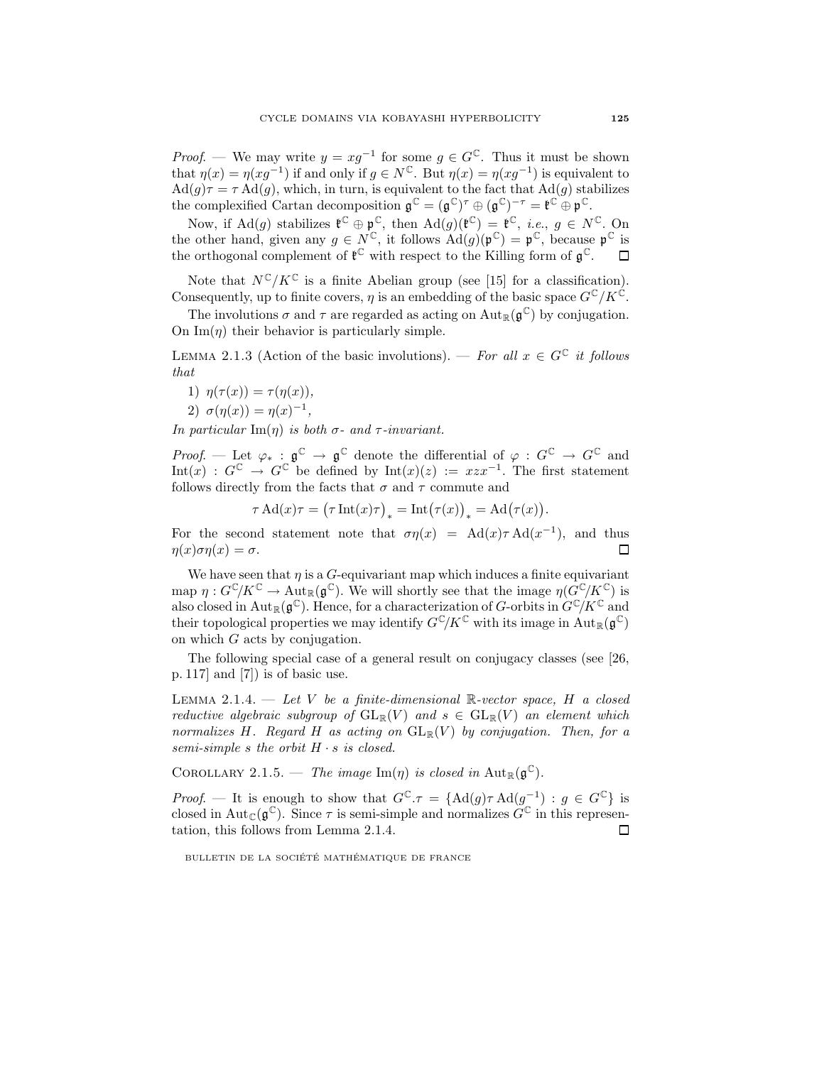*Proof.* — We may write $y = xg^{-1}$ for some $g \in G^{\mathbb{C}}$. Thus it must be shown that $\eta(x) = \eta(xg^{-1})$ if and only if $g \in N^{\mathbb{C}}$. But $\eta(x) = \eta(xg^{-1})$ is equivalent to $\mathrm{Ad}(g)\tau = \tau\,\mathrm{Ad}(g)$, which, in turn, is equivalent to the fact that $\mathrm{Ad}(g)$ stabilizes the complexified Cartan decomposition $\mathfrak{g}^{\mathbb{C}} = (\mathfrak{g}^{\mathbb{C}})^{\tau} \oplus (\mathfrak{g}^{\mathbb{C}})^{-\tau} = \mathfrak{k}^{\mathbb{C}} \oplus \mathfrak{p}^{\mathbb{C}}$.

Now, if $\mathrm{Ad}(g)$ stabilizes $\mathfrak{k}^{\mathbb{C}} \oplus \mathfrak{p}^{\mathbb{C}}$, then $\mathrm{Ad}(g)(\mathfrak{k}^{\mathbb{C}}) = \mathfrak{k}^{\mathbb{C}}$, *i.e.*, $g \in N^{\mathbb{C}}$. On the other hand, given any $g \in N^{\mathbb{C}}$, it follows $\mathrm{Ad}(g)(\mathfrak{p}^{\mathbb{C}}) = \mathfrak{p}^{\mathbb{C}}$, because $\mathfrak{p}^{\mathbb{C}}$ is the orthogonal complement of $\mathfrak{k}^{\mathbb{C}}$ with respect to the Killing form of $\mathfrak{g}^{\mathbb{C}}$. □

Note that $N^{\mathbb{C}}/K^{\mathbb{C}}$ is a finite Abelian group (see [15] for a classification). Consequently, up to finite covers, $\eta$ is an embedding of the basic space $G^{\mathbb{C}}/K^{\mathbb{C}}$.

The involutions $\sigma$ and $\tau$ are regarded as acting on $\mathrm{Aut}_{\mathbb{R}}(\mathfrak{g}^{\mathbb{C}})$ by conjugation. On $\mathrm{Im}(\eta)$ their behavior is particularly simple.

Lemma 2.1.3 (Action of the basic involutions). — *For all $x \in G^{\mathbb{C}}$ it follows that*

1) $\eta(\tau(x)) = \tau(\eta(x))$,
2) $\sigma(\eta(x)) = \eta(x)^{-1}$,

*In particular $\mathrm{Im}(\eta)$ is both $\sigma$- and $\tau$-invariant.*

*Proof.* — Let $\varphi_* : \mathfrak{g}^{\mathbb{C}} \to \mathfrak{g}^{\mathbb{C}}$ denote the differential of $\varphi : G^{\mathbb{C}} \to G^{\mathbb{C}}$ and $\mathrm{Int}(x) : G^{\mathbb{C}} \to G^{\mathbb{C}}$ be defined by $\mathrm{Int}(x)(z) := xzx^{-1}$. The first statement follows directly from the facts that $\sigma$ and $\tau$ commute and

$$\tau\,\mathrm{Ad}(x)\tau = \big(\tau\,\mathrm{Int}(x)\tau\big)_* = \mathrm{Int}\big(\tau(x)\big)_* = \mathrm{Ad}\big(\tau(x)\big).$$

For the second statement note that $\sigma\eta(x) = \mathrm{Ad}(x)\tau\,\mathrm{Ad}(x^{-1})$, and thus $\eta(x)\sigma\eta(x) = \sigma$. □

We have seen that $\eta$ is a $G$-equivariant map which induces a finite equivariant map $\eta : G^{\mathbb{C}}/K^{\mathbb{C}} \to \mathrm{Aut}_{\mathbb{R}}(\mathfrak{g}^{\mathbb{C}})$. We will shortly see that the image $\eta(G^{\mathbb{C}}/K^{\mathbb{C}})$ is also closed in $\mathrm{Aut}_{\mathbb{R}}(\mathfrak{g}^{\mathbb{C}})$. Hence, for a characterization of $G$-orbits in $G^{\mathbb{C}}/K^{\mathbb{C}}$ and their topological properties we may identify $G^{\mathbb{C}}/K^{\mathbb{C}}$ with its image in $\mathrm{Aut}_{\mathbb{R}}(\mathfrak{g}^{\mathbb{C}})$ on which $G$ acts by conjugation.

The following special case of a general result on conjugacy classes (see [26, p. 117] and [7]) is of basic use.

Lemma 2.1.4. — *Let $V$ be a finite-dimensional $\mathbb{R}$-vector space, $H$ a closed reductive algebraic subgroup of $\mathrm{GL}_{\mathbb{R}}(V)$ and $s \in \mathrm{GL}_{\mathbb{R}}(V)$ an element which normalizes $H$. Regard $H$ as acting on $\mathrm{GL}_{\mathbb{R}}(V)$ by conjugation. Then, for a semi-simple $s$ the orbit $H \cdot s$ is closed.*

Corollary 2.1.5. — *The image $\mathrm{Im}(\eta)$ is closed in $\mathrm{Aut}_{\mathbb{R}}(\mathfrak{g}^{\mathbb{C}})$.*

*Proof.* — It is enough to show that $G^{\mathbb{C}}.\tau = \{\mathrm{Ad}(g)\tau\,\mathrm{Ad}(g^{-1}) : g \in G^{\mathbb{C}}\}$ is closed in $\mathrm{Aut}_{\mathbb{C}}(\mathfrak{g}^{\mathbb{C}})$. Since $\tau$ is semi-simple and normalizes $G^{\mathbb{C}}$ in this representation, this follows from Lemma 2.1.4. □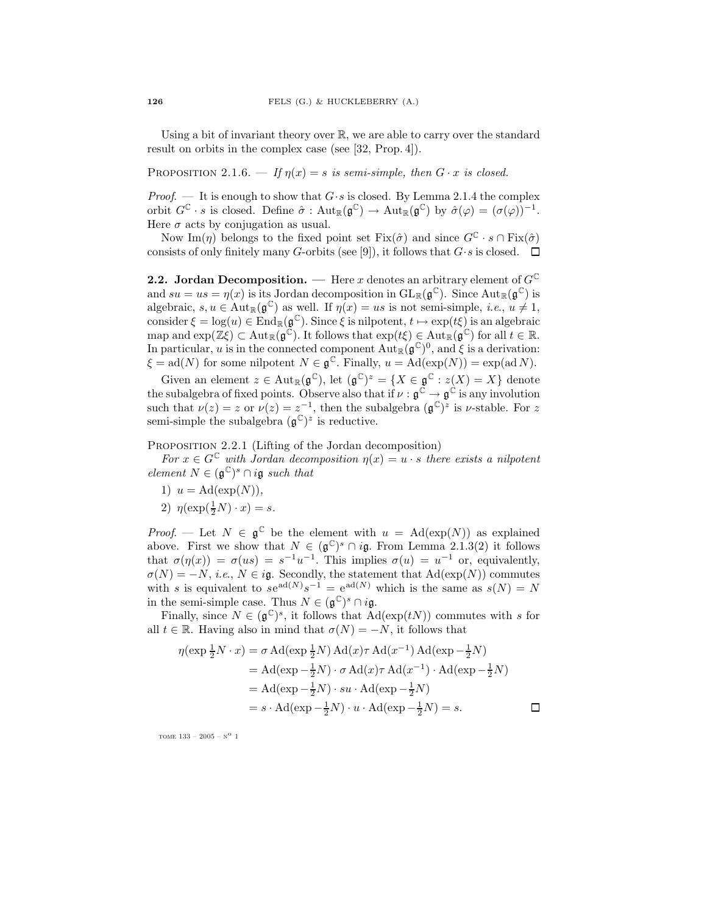Using a bit of invariant theory over $\mathbb{R}$, we are able to carry over the standard result on orbits in the complex case (see [32, Prop. 4]).

Proposition 2.1.6. — *If $\eta(x) = s$ is semi-simple, then $G \cdot x$ is closed.*

*Proof.* — It is enough to show that $G \cdot s$ is closed. By Lemma 2.1.4 the complex orbit $G^{\mathbb{C}} \cdot s$ is closed. Define $\hat{\sigma} : \mathrm{Aut}_{\mathbb{R}}(\mathfrak{g}^{\mathbb{C}}) \to \mathrm{Aut}_{\mathbb{R}}(\mathfrak{g}^{\mathbb{C}})$ by $\hat{\sigma}(\varphi) = (\sigma(\varphi))^{-1}$. Here $\sigma$ acts by conjugation as usual.

Now $\mathrm{Im}(\eta)$ belongs to the fixed point set $\mathrm{Fix}(\hat{\sigma})$ and since $G^{\mathbb{C}} \cdot s \cap \mathrm{Fix}(\hat{\sigma})$ consists of only finitely many $G$-orbits (see [9]), it follows that $G \cdot s$ is closed. $\square$

**2.2. Jordan Decomposition.** — Here $x$ denotes an arbitrary element of $G^{\mathbb{C}}$ and $su = us = \eta(x)$ is its Jordan decomposition in $\mathrm{GL}_{\mathbb{R}}(\mathfrak{g}^{\mathbb{C}})$. Since $\mathrm{Aut}_{\mathbb{R}}(\mathfrak{g}^{\mathbb{C}})$ is algebraic, $s, u \in \mathrm{Aut}_{\mathbb{R}}(\mathfrak{g}^{\mathbb{C}})$ as well. If $\eta(x) = us$ is not semi-simple, *i.e.*, $u \neq 1$, consider $\xi = \log(u) \in \mathrm{End}_{\mathbb{R}}(\mathfrak{g}^{\mathbb{C}})$. Since $\xi$ is nilpotent, $t \mapsto \exp(t\xi)$ is an algebraic map and $\exp(\mathbb{Z}\xi) \subset \mathrm{Aut}_{\mathbb{R}}(\mathfrak{g}^{\mathbb{C}})$. It follows that $\exp(t\xi) \in \mathrm{Aut}_{\mathbb{R}}(\mathfrak{g}^{\mathbb{C}})$ for all $t \in \mathbb{R}$. In particular, $u$ is in the connected component $\mathrm{Aut}_{\mathbb{R}}(\mathfrak{g}^{\mathbb{C}})^0$, and $\xi$ is a derivation: $\xi = \mathrm{ad}(N)$ for some nilpotent $N \in \mathfrak{g}^{\mathbb{C}}$. Finally, $u = \mathrm{Ad}(\exp(N)) = \exp(\mathrm{ad}\, N)$.

Given an element $z \in \mathrm{Aut}_{\mathbb{R}}(\mathfrak{g}^{\mathbb{C}})$, let $(\mathfrak{g}^{\mathbb{C}})^z = \{X \in \mathfrak{g}^{\mathbb{C}} : z(X) = X\}$ denote the subalgebra of fixed points. Observe also that if $\nu : \mathfrak{g}^{\mathbb{C}} \to \mathfrak{g}^{\mathbb{C}}$ is any involution such that $\nu(z) = z$ or $\nu(z) = z^{-1}$, then the subalgebra $(\mathfrak{g}^{\mathbb{C}})^z$ is $\nu$-stable. For $z$ semi-simple the subalgebra $(\mathfrak{g}^{\mathbb{C}})^z$ is reductive.

Proposition 2.2.1 (Lifting of the Jordan decomposition)
*For $x \in G^{\mathbb{C}}$ with Jordan decomposition $\eta(x) = u \cdot s$ there exists a nilpotent element $N \in (\mathfrak{g}^{\mathbb{C}})^s \cap i\mathfrak{g}$ such that*

1) $u = \mathrm{Ad}(\exp(N))$,
2) $\eta(\exp(\frac{1}{2}N) \cdot x) = s$.

*Proof.* — Let $N \in \mathfrak{g}^{\mathbb{C}}$ be the element with $u = \mathrm{Ad}(\exp(N))$ as explained above. First we show that $N \in (\mathfrak{g}^{\mathbb{C}})^s \cap i\mathfrak{g}$. From Lemma 2.1.3(2) it follows that $\sigma(\eta(x)) = \sigma(us) = s^{-1}u^{-1}$. This implies $\sigma(u) = u^{-1}$ or, equivalently, $\sigma(N) = -N$, *i.e.*, $N \in i\mathfrak{g}$. Secondly, the statement that $\mathrm{Ad}(\exp(N))$ commutes with $s$ is equivalent to $s\mathrm{e}^{\mathrm{ad}(N)}s^{-1} = \mathrm{e}^{\mathrm{ad}(N)}$ which is the same as $s(N) = N$ in the semi-simple case. Thus $N \in (\mathfrak{g}^{\mathbb{C}})^s \cap i\mathfrak{g}$.

Finally, since $N \in (\mathfrak{g}^{\mathbb{C}})^s$, it follows that $\mathrm{Ad}(\exp(tN))$ commutes with $s$ for all $t \in \mathbb{R}$. Having also in mind that $\sigma(N) = -N$, it follows that

$$
\begin{aligned}
\eta(\exp \tfrac{1}{2}N \cdot x) &= \sigma \, \mathrm{Ad}(\exp \tfrac{1}{2}N) \, \mathrm{Ad}(x) \tau \, \mathrm{Ad}(x^{-1}) \, \mathrm{Ad}(\exp -\tfrac{1}{2}N) \\
&= \mathrm{Ad}(\exp -\tfrac{1}{2}N) \cdot \sigma \, \mathrm{Ad}(x) \tau \, \mathrm{Ad}(x^{-1}) \cdot \mathrm{Ad}(\exp -\tfrac{1}{2}N) \\
&= \mathrm{Ad}(\exp -\tfrac{1}{2}N) \cdot su \cdot \mathrm{Ad}(\exp -\tfrac{1}{2}N) \\
&= s \cdot \mathrm{Ad}(\exp -\tfrac{1}{2}N) \cdot u \cdot \mathrm{Ad}(\exp -\tfrac{1}{2}N) = s.
\end{aligned}
$$

$\square$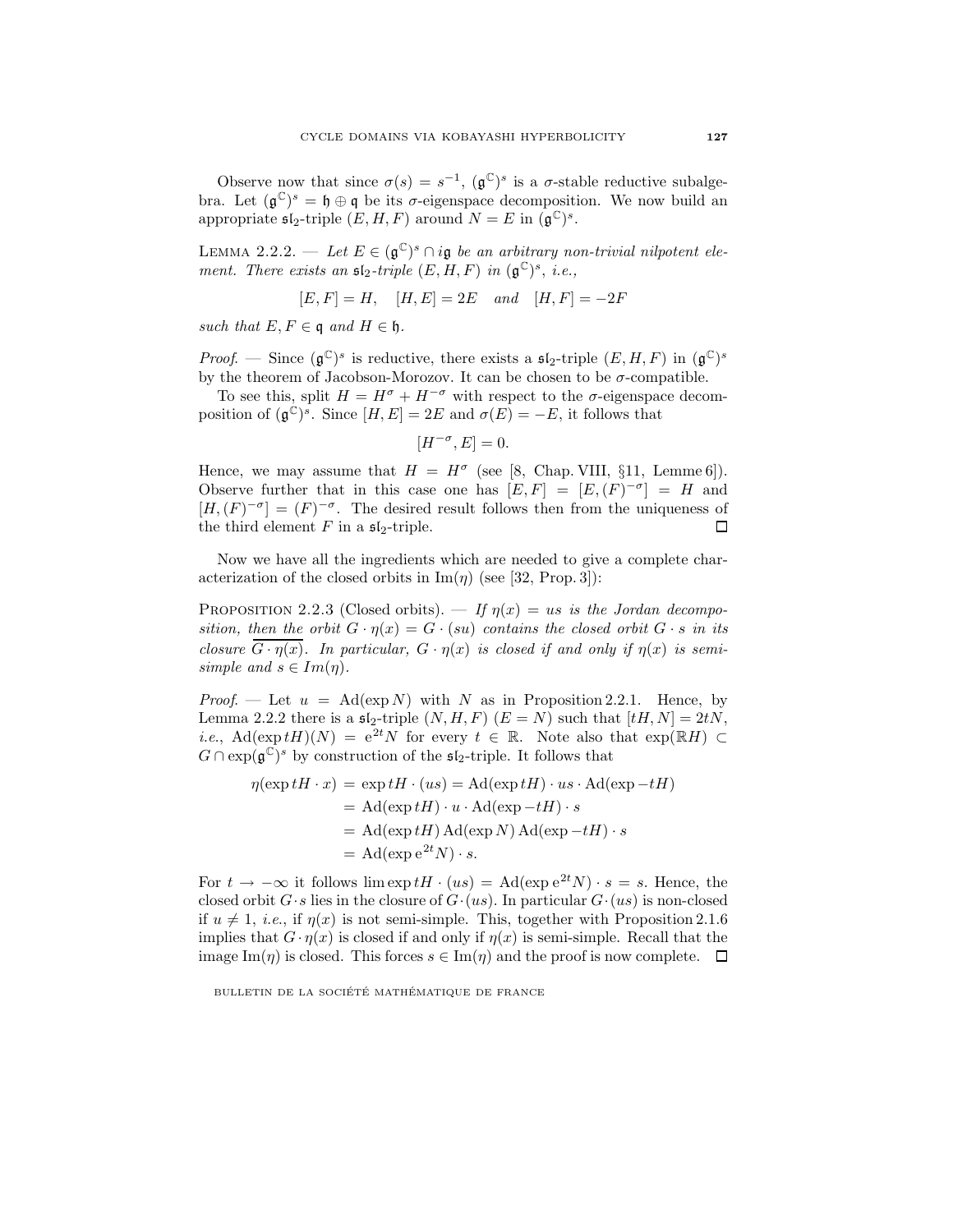Observe now that since $\sigma(s) = s^{-1}$, $(\mathfrak{g}^{\mathbb{C}})^s$ is a $\sigma$-stable reductive subalgebra. Let $(\mathfrak{g}^{\mathbb{C}})^s = \mathfrak{h} \oplus \mathfrak{q}$ be its $\sigma$-eigenspace decomposition. We now build an appropriate $\mathfrak{sl}_2$-triple $(E, H, F)$ around $N = E$ in $(\mathfrak{g}^{\mathbb{C}})^s$.

Lemma 2.2.2. — *Let $E \in (\mathfrak{g}^{\mathbb{C}})^s \cap i\mathfrak{g}$ be an arbitrary non-trivial nilpotent element. There exists an $\mathfrak{sl}_2$-triple $(E, H, F)$ in $(\mathfrak{g}^{\mathbb{C}})^s$, i.e.,*

$$[E, F] = H, \quad [H, E] = 2E \quad \text{and} \quad [H, F] = -2F$$

*such that $E, F \in \mathfrak{q}$ and $H \in \mathfrak{h}$.*

*Proof.* — Since $(\mathfrak{g}^{\mathbb{C}})^s$ is reductive, there exists a $\mathfrak{sl}_2$-triple $(E, H, F)$ in $(\mathfrak{g}^{\mathbb{C}})^s$ by the theorem of Jacobson-Morozov. It can be chosen to be $\sigma$-compatible.

To see this, split $H = H^{\sigma} + H^{-\sigma}$ with respect to the $\sigma$-eigenspace decomposition of $(\mathfrak{g}^{\mathbb{C}})^s$. Since $[H, E] = 2E$ and $\sigma(E) = -E$, it follows that

$$[H^{-\sigma}, E] = 0.$$

Hence, we may assume that $H = H^{\sigma}$ (see [8, Chap. VIII, §11, Lemme 6]). Observe further that in this case one has $[E, F] = [E, (F)^{-\sigma}] = H$ and $[H, (F)^{-\sigma}] = (F)^{-\sigma}$. The desired result follows then from the uniqueness of the third element $F$ in a $\mathfrak{sl}_2$-triple. ∎

Now we have all the ingredients which are needed to give a complete characterization of the closed orbits in $\mathrm{Im}(\eta)$ (see [32, Prop. 3]):

Proposition 2.2.3 (Closed orbits). — *If $\eta(x) = us$ is the Jordan decomposition, then the orbit $G \cdot \eta(x) = G \cdot (su)$ contains the closed orbit $G \cdot s$ in its closure $\overline{G \cdot \eta(x)}$. In particular, $G \cdot \eta(x)$ is closed if and only if $\eta(x)$ is semi-simple and $s \in Im(\eta)$.*

*Proof.* — Let $u = \mathrm{Ad}(\exp N)$ with $N$ as in Proposition 2.2.1. Hence, by Lemma 2.2.2 there is a $\mathfrak{sl}_2$-triple $(N, H, F)$ $(E = N)$ such that $[tH, N] = 2tN$, *i.e.*, $\mathrm{Ad}(\exp tH)(N) = \mathrm{e}^{2t}N$ for every $t \in \mathbb{R}$. Note also that $\exp(\mathbb{R}H) \subset G \cap \exp(\mathfrak{g}^{\mathbb{C}})^s$ by construction of the $\mathfrak{sl}_2$-triple. It follows that

$$\begin{aligned}
\eta(\exp tH \cdot x) &= \exp tH \cdot (us) = \mathrm{Ad}(\exp tH) \cdot us \cdot \mathrm{Ad}(\exp -tH) \\
&= \mathrm{Ad}(\exp tH) \cdot u \cdot \mathrm{Ad}(\exp -tH) \cdot s \\
&= \mathrm{Ad}(\exp tH)\, \mathrm{Ad}(\exp N)\, \mathrm{Ad}(\exp -tH) \cdot s \\
&= \mathrm{Ad}(\exp \mathrm{e}^{2t} N) \cdot s.
\end{aligned}$$

For $t \to -\infty$ it follows $\lim \exp tH \cdot (us) = \mathrm{Ad}(\exp \mathrm{e}^{2t}N) \cdot s = s$. Hence, the closed orbit $G \cdot s$ lies in the closure of $G \cdot (us)$. In particular $G \cdot (us)$ is non-closed if $u \neq 1$, *i.e.*, if $\eta(x)$ is not semi-simple. This, together with Proposition 2.1.6 implies that $G \cdot \eta(x)$ is closed if and only if $\eta(x)$ is semi-simple. Recall that the image $\mathrm{Im}(\eta)$ is closed. This forces $s \in \mathrm{Im}(\eta)$ and the proof is now complete. ∎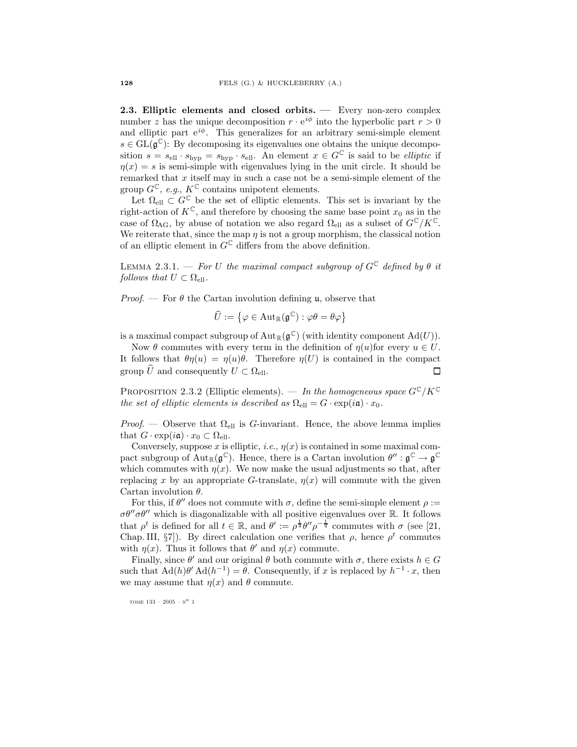**2.3. Elliptic elements and closed orbits.** — Every non-zero complex number $z$ has the unique decomposition $r \cdot \mathrm{e}^{i\phi}$ into the hyperbolic part $r > 0$ and elliptic part $\mathrm{e}^{i\phi}$. This generalizes for an arbitrary semi-simple element $s \in \mathrm{GL}(\mathfrak{g}^{\mathbb{C}})$: By decomposing its eigenvalues one obtains the unique decomposition $s = s_{\mathrm{ell}} \cdot s_{\mathrm{hyp}} = s_{\mathrm{hyp}} \cdot s_{\mathrm{ell}}$. An element $x \in G^{\mathbb{C}}$ is said to be *elliptic* if $\eta(x) = s$ is semi-simple with eigenvalues lying in the unit circle. It should be remarked that $x$ itself may in such a case not be a semi-simple element of the group $G^{\mathbb{C}}$, *e.g.*, $K^{\mathbb{C}}$ contains unipotent elements.

Let $\Omega_{\mathrm{ell}} \subset G^{\mathbb{C}}$ be the set of elliptic elements. This set is invariant by the right-action of $K^{\mathbb{C}}$, and therefore by choosing the same base point $x_0$ as in the case of $\Omega_{\mathrm{AG}}$, by abuse of notation we also regard $\Omega_{\mathrm{ell}}$ as a subset of $G^{\mathbb{C}}/K^{\mathbb{C}}$. We reiterate that, since the map $\eta$ is not a group morphism, the classical notion of an elliptic element in $G^{\mathbb{C}}$ differs from the above definition.

Lemma 2.3.1. — *For $U$ the maximal compact subgroup of $G^{\mathbb{C}}$ defined by $\theta$ it follows that $U \subset \Omega_{\mathrm{ell}}$.*

*Proof.* — For $\theta$ the Cartan involution defining $\mathfrak{u}$, observe that

$$\widehat{U} := \{\varphi \in \mathrm{Aut}_{\mathbb{R}}(\mathfrak{g}^{\mathbb{C}}) : \varphi\theta = \theta\varphi\}$$

is a maximal compact subgroup of $\mathrm{Aut}_{\mathbb{R}}(\mathfrak{g}^{\mathbb{C}})$ (with identity component $\mathrm{Ad}(U)$).

Now $\theta$ commutes with every term in the definition of $\eta(u)$for every $u \in U$. It follows that $\theta\eta(u) = \eta(u)\theta$. Therefore $\eta(U)$ is contained in the compact group $\widehat{U}$ and consequently $U \subset \Omega_{\mathrm{ell}}$. □

Proposition 2.3.2 (Elliptic elements). — *In the homogeneous space $G^{\mathbb{C}}/K^{\mathbb{C}}$ the set of elliptic elements is described as $\Omega_{\mathrm{ell}} = G \cdot \exp(i\mathfrak{a}) \cdot x_0$.*

*Proof.* — Observe that $\Omega_{\mathrm{ell}}$ is $G$-invariant. Hence, the above lemma implies that $G \cdot \exp(i\mathfrak{a}) \cdot x_0 \subset \Omega_{\mathrm{ell}}$.

Conversely, suppose $x$ is elliptic, *i.e.*, $\eta(x)$ is contained in some maximal compact subgroup of $\mathrm{Aut}_{\mathbb{R}}(\mathfrak{g}^{\mathbb{C}})$. Hence, there is a Cartan involution $\theta'' : \mathfrak{g}^{\mathbb{C}} \to \mathfrak{g}^{\mathbb{C}}$ which commutes with $\eta(x)$. We now make the usual adjustments so that, after replacing $x$ by an appropriate $G$-translate, $\eta(x)$ will commute with the given Cartan involution $\theta$.

For this, if $\theta''$ does not commute with $\sigma$, define the semi-simple element $\rho := \sigma\theta''\sigma\theta''$ which is diagonalizable with all positive eigenvalues over $\mathbb{R}$. It follows that $\rho^t$ is defined for all $t \in \mathbb{R}$, and $\theta' := \rho^{\frac{1}{4}}\theta''\rho^{-\frac{1}{4}}$ commutes with $\sigma$ (see [21, Chap. III, §7]). By direct calculation one verifies that $\rho$, hence $\rho^t$ commutes with $\eta(x)$. Thus it follows that $\theta'$ and $\eta(x)$ commute.

Finally, since $\theta'$ and our original $\theta$ both commute with $\sigma$, there exists $h \in G$ such that $\mathrm{Ad}(h)\theta' \mathrm{Ad}(h^{-1}) = \theta$. Consequently, if $x$ is replaced by $h^{-1} \cdot x$, then we may assume that $\eta(x)$ and $\theta$ commute.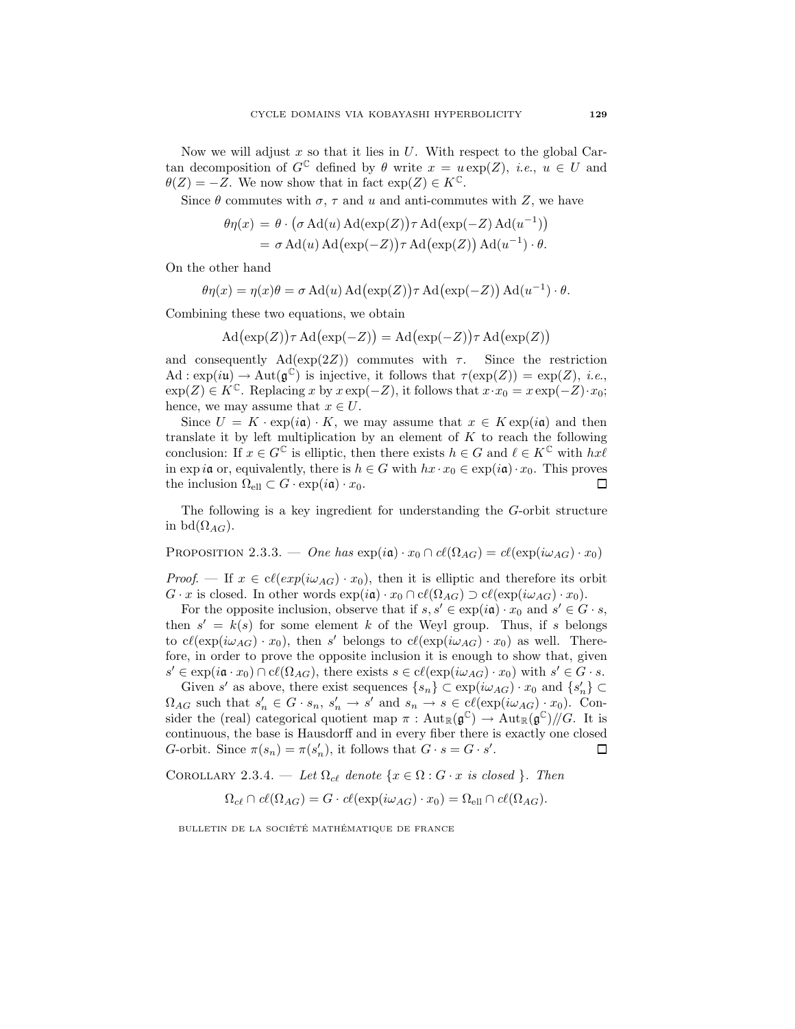Now we will adjust $x$ so that it lies in $U$. With respect to the global Cartan decomposition of $G^{\mathbb{C}}$ defined by $\theta$ write $x = u\exp(Z)$, *i.e.*, $u \in U$ and $\theta(Z) = -Z$. We now show that in fact $\exp(Z) \in K^{\mathbb{C}}$.

Since $\theta$ commutes with $\sigma$, $\tau$ and $u$ and anti-commutes with $Z$, we have

$$\begin{aligned}\theta\eta(x) &= \theta \cdot \big(\sigma \operatorname{Ad}(u)\operatorname{Ad}(\exp(Z)\big)\tau \operatorname{Ad}\big(\exp(-Z)\operatorname{Ad}(u^{-1})\big)\\ &= \sigma \operatorname{Ad}(u)\operatorname{Ad}\big(\exp(-Z)\big)\tau \operatorname{Ad}\big(\exp(Z)\big)\operatorname{Ad}(u^{-1})\cdot\theta.\end{aligned}$$

On the other hand

$$\theta\eta(x) = \eta(x)\theta = \sigma \operatorname{Ad}(u)\operatorname{Ad}\big(\exp(Z)\big)\tau\operatorname{Ad}\big(\exp(-Z)\big)\operatorname{Ad}(u^{-1})\cdot\theta.$$

Combining these two equations, we obtain

$$\operatorname{Ad}\big(\exp(Z)\big)\tau\operatorname{Ad}\big(\exp(-Z)\big) = \operatorname{Ad}\big(\exp(-Z)\big)\tau\operatorname{Ad}\big(\exp(Z)\big)$$

and consequently $\operatorname{Ad}(\exp(2Z))$ commutes with $\tau$. Since the restriction $\operatorname{Ad} : \exp(i\mathfrak{u}) \to \operatorname{Aut}(\mathfrak{g}^{\mathbb{C}})$ is injective, it follows that $\tau(\exp(Z)) = \exp(Z)$, *i.e.*, $\exp(Z) \in K^{\mathbb{C}}$. Replacing $x$ by $x\exp(-Z)$, it follows that $x\cdot x_0 = x\exp(-Z)\cdot x_0$; hence, we may assume that $x \in U$.

Since $U = K\cdot\exp(i\mathfrak{a})\cdot K$, we may assume that $x \in K\exp(i\mathfrak{a})$ and then translate it by left multiplication by an element of $K$ to reach the following conclusion: If $x \in G^{\mathbb{C}}$ is elliptic, then there exists $h \in G$ and $\ell \in K^{\mathbb{C}}$ with $hx\ell$ in $\exp i\mathfrak{a}$ or, equivalently, there is $h \in G$ with $hx\cdot x_0 \in \exp(i\mathfrak{a})\cdot x_0$. This proves the inclusion $\Omega_{\mathrm{ell}} \subset G\cdot\exp(i\mathfrak{a})\cdot x_0$. □

The following is a key ingredient for understanding the $G$-orbit structure in $\operatorname{bd}(\Omega_{AG})$.

Proposition 2.3.3. — *One has* $\exp(i\mathfrak{a})\cdot x_0 \cap c\ell(\Omega_{AG}) = c\ell(\exp(i\omega_{AG})\cdot x_0)$

*Proof.* — If $x \in c\ell(exp(i\omega_{AG})\cdot x_0)$, then it is elliptic and therefore its orbit $G\cdot x$ is closed. In other words $\exp(i\mathfrak{a})\cdot x_0 \cap c\ell(\Omega_{AG}) \supset c\ell(\exp(i\omega_{AG})\cdot x_0)$.

For the opposite inclusion, observe that if $s, s' \in \exp(i\mathfrak{a})\cdot x_0$ and $s' \in G\cdot s$, then $s' = k(s)$ for some element $k$ of the Weyl group. Thus, if $s$ belongs to $c\ell(\exp(i\omega_{AG})\cdot x_0)$, then $s'$ belongs to $c\ell(\exp(i\omega_{AG})\cdot x_0)$ as well. Therefore, in order to prove the opposite inclusion it is enough to show that, given $s' \in \exp(i\mathfrak{a}\cdot x_0)\cap c\ell(\Omega_{AG})$, there exists $s \in c\ell(\exp(i\omega_{AG})\cdot x_0)$ with $s' \in G\cdot s$.

Given $s'$ as above, there exist sequences $\{s_n\} \subset \exp(i\omega_{AG})\cdot x_0$ and $\{s'_n\} \subset \Omega_{AG}$ such that $s'_n \in G\cdot s_n$, $s'_n \to s'$ and $s_n \to s \in c\ell(\exp(i\omega_{AG})\cdot x_0)$. Consider the (real) categorical quotient map $\pi : \operatorname{Aut}_{\mathbb{R}}(\mathfrak{g}^{\mathbb{C}}) \to \operatorname{Aut}_{\mathbb{R}}(\mathfrak{g}^{\mathbb{C}})/\!\!/G$. It is continuous, the base is Hausdorff and in every fiber there is exactly one closed $G$-orbit. Since $\pi(s_n) = \pi(s'_n)$, it follows that $G\cdot s = G\cdot s'$. □

Corollary 2.3.4. — *Let* $\Omega_{c\ell}$ *denote* $\{x \in \Omega : G\cdot x \text{ is closed }\}$. *Then*

$$\Omega_{c\ell}\cap c\ell(\Omega_{AG}) = G\cdot c\ell(\exp(i\omega_{AG})\cdot x_0) = \Omega_{\mathrm{ell}}\cap c\ell(\Omega_{AG}).$$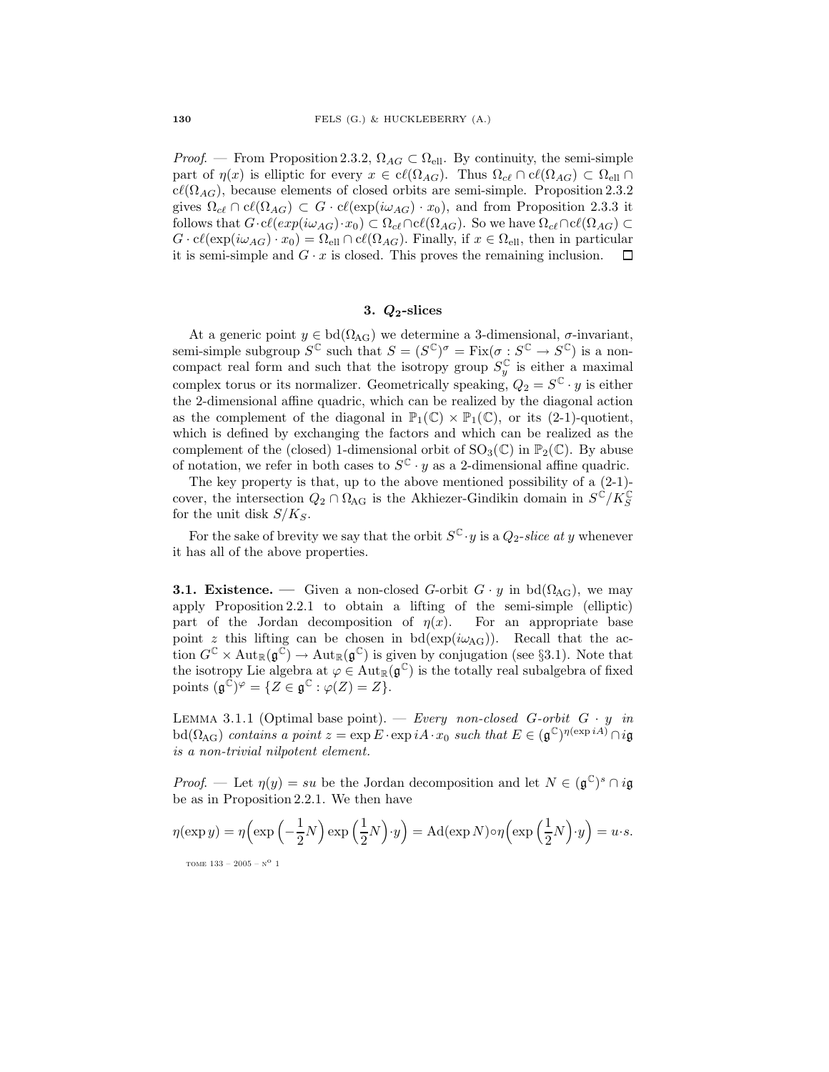*Proof*. — From Proposition 2.3.2, $\Omega_{AG} \subset \Omega_{\text{ell}}$. By continuity, the semi-simple part of $\eta(x)$ is elliptic for every $x \in \text{c}\ell(\Omega_{AG})$. Thus $\Omega_{c\ell} \cap \text{c}\ell(\Omega_{AG}) \subset \Omega_{\text{ell}} \cap \text{c}\ell(\Omega_{AG})$, because elements of closed orbits are semi-simple. Proposition 2.3.2 gives $\Omega_{c\ell} \cap \text{c}\ell(\Omega_{AG}) \subset G \cdot \text{c}\ell(\exp(i\omega_{AG}) \cdot x_0)$, and from Proposition 2.3.3 it follows that $G \cdot \text{c}\ell(exp(i\omega_{AG}) \cdot x_0) \subset \Omega_{c\ell} \cap \text{c}\ell(\Omega_{AG})$. So we have $\Omega_{c\ell} \cap \text{c}\ell(\Omega_{AG}) \subset G \cdot \text{c}\ell(\exp(i\omega_{AG}) \cdot x_0) = \Omega_{\text{ell}} \cap \text{c}\ell(\Omega_{AG})$. Finally, if $x \in \Omega_{\text{ell}}$, then in particular it is semi-simple and $G \cdot x$ is closed. This proves the remaining inclusion. □

## 3. $Q_2$-slices

At a generic point $y \in \text{bd}(\Omega_{\text{AG}})$ we determine a 3-dimensional, $\sigma$-invariant, semi-simple subgroup $S^{\mathbb{C}}$ such that $S = (S^{\mathbb{C}})^{\sigma} = \text{Fix}(\sigma : S^{\mathbb{C}} \to S^{\mathbb{C}})$ is a non-compact real form and such that the isotropy group $S^{\mathbb{C}}_y$ is either a maximal complex torus or its normalizer. Geometrically speaking, $Q_2 = S^{\mathbb{C}} \cdot y$ is either the 2-dimensional affine quadric, which can be realized by the diagonal action as the complement of the diagonal in $\mathbb{P}_1(\mathbb{C}) \times \mathbb{P}_1(\mathbb{C})$, or its (2-1)-quotient, which is defined by exchanging the factors and which can be realized as the complement of the (closed) 1-dimensional orbit of $\text{SO}_3(\mathbb{C})$ in $\mathbb{P}_2(\mathbb{C})$. By abuse of notation, we refer in both cases to $S^{\mathbb{C}} \cdot y$ as a 2-dimensional affine quadric.

The key property is that, up to the above mentioned possibility of a (2-1)-cover, the intersection $Q_2 \cap \Omega_{\text{AG}}$ is the Akhiezer-Gindikin domain in $S^{\mathbb{C}}/K^{\mathbb{C}}_S$ for the unit disk $S/K_S$.

For the sake of brevity we say that the orbit $S^{\mathbb{C}} \cdot y$ is a *$Q_2$-slice at $y$* whenever it has all of the above properties.

**3.1. Existence.** — Given a non-closed $G$-orbit $G \cdot y$ in $\text{bd}(\Omega_{\text{AG}})$, we may apply Proposition 2.2.1 to obtain a lifting of the semi-simple (elliptic) part of the Jordan decomposition of $\eta(x)$. For an appropriate base point $z$ this lifting can be chosen in $\text{bd}(\exp(i\omega_{\text{AG}}))$. Recall that the action $G^{\mathbb{C}} \times \text{Aut}_{\mathbb{R}}(\mathfrak{g}^{\mathbb{C}}) \to \text{Aut}_{\mathbb{R}}(\mathfrak{g}^{\mathbb{C}})$ is given by conjugation (see §3.1). Note that the isotropy Lie algebra at $\varphi \in \text{Aut}_{\mathbb{R}}(\mathfrak{g}^{\mathbb{C}})$ is the totally real subalgebra of fixed points $(\mathfrak{g}^{\mathbb{C}})^{\varphi} = \{Z \in \mathfrak{g}^{\mathbb{C}} : \varphi(Z) = Z\}$.

Lemma 3.1.1 (Optimal base point). — *Every non-closed $G$-orbit $G \cdot y$ in $\text{bd}(\Omega_{\text{AG}})$ contains a point $z = \exp E \cdot \exp iA \cdot x_0$ such that $E \in (\mathfrak{g}^{\mathbb{C}})^{\eta(\exp iA)} \cap i\mathfrak{g}$ is a non-trivial nilpotent element.*

*Proof*. — Let $\eta(y) = su$ be the Jordan decomposition and let $N \in (\mathfrak{g}^{\mathbb{C}})^s \cap i\mathfrak{g}$ be as in Proposition 2.2.1. We then have

$$\eta(\exp y) = \eta\Big(\exp\Big(-\frac{1}{2}N\Big)\exp\Big(\frac{1}{2}N\Big)\cdot y\Big) = \text{Ad}(\exp N)\circ\eta\Big(\exp\Big(\frac{1}{2}N\Big)\cdot y\Big) = u\cdot s.$$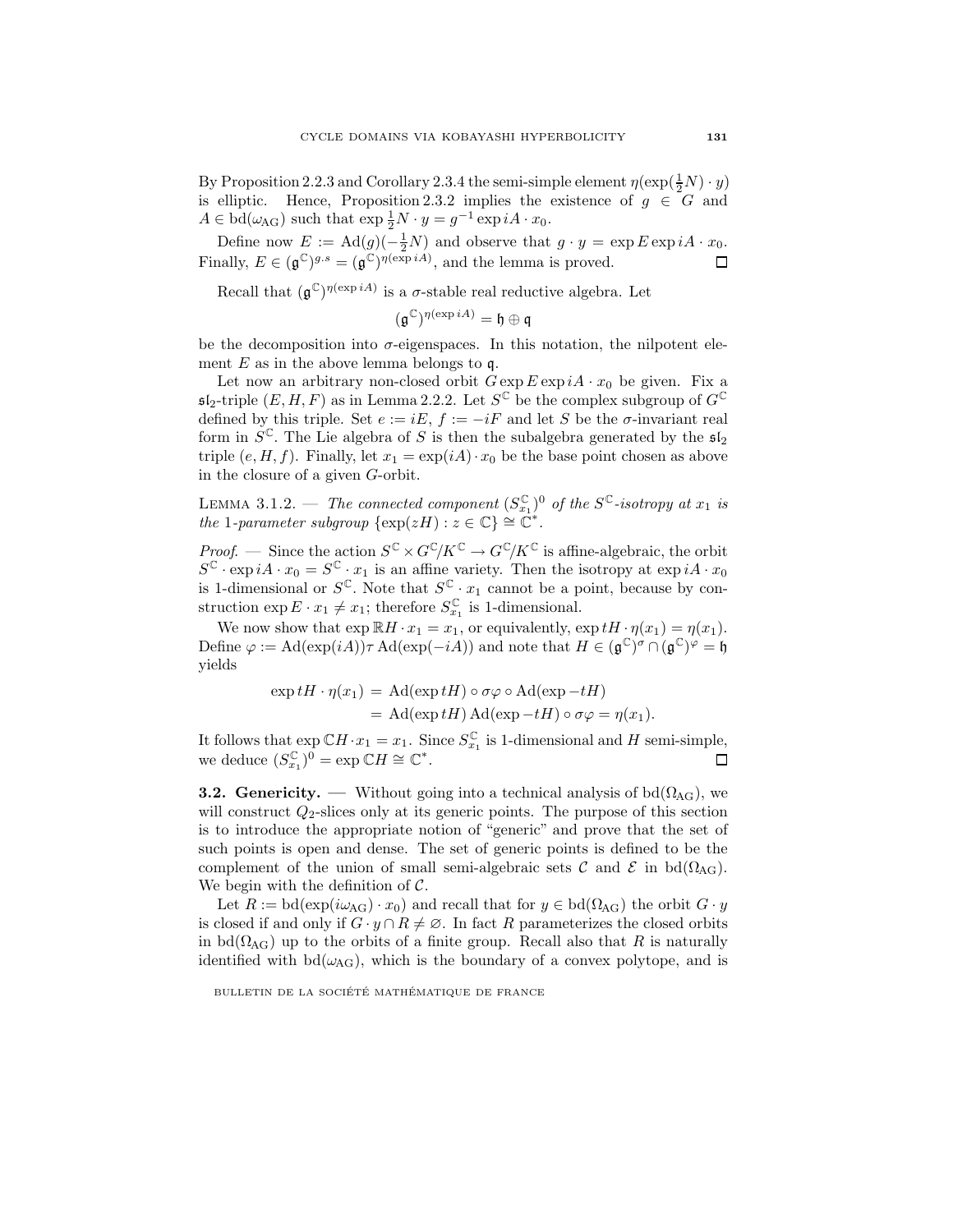By Proposition 2.2.3 and Corollary 2.3.4 the semi-simple element $\eta(\exp(\frac{1}{2}N)\cdot y)$ is elliptic. Hence, Proposition 2.3.2 implies the existence of $g \in G$ and $A \in \mathrm{bd}(\omega_{\mathrm{AG}})$ such that $\exp\frac{1}{2}N\cdot y = g^{-1}\exp iA\cdot x_0$.

Define now $E := \mathrm{Ad}(g)(-\frac{1}{2}N)$ and observe that $g\cdot y = \exp E\exp iA\cdot x_0$. Finally, $E \in (\mathfrak{g}^{\mathbb{C}})^{g.s} = (\mathfrak{g}^{\mathbb{C}})^{\eta(\exp iA)}$, and the lemma is proved. $\square$

Recall that $(\mathfrak{g}^{\mathbb{C}})^{\eta(\exp iA)}$ is a $\sigma$-stable real reductive algebra. Let

$$(\mathfrak{g}^{\mathbb{C}})^{\eta(\exp iA)} = \mathfrak{h}\oplus\mathfrak{q}$$

be the decomposition into $\sigma$-eigenspaces. In this notation, the nilpotent element $E$ as in the above lemma belongs to $\mathfrak{q}$.

Let now an arbitrary non-closed orbit $G\exp E\exp iA\cdot x_0$ be given. Fix a $\mathfrak{sl}_2$-triple $(E,H,F)$ as in Lemma 2.2.2. Let $S^{\mathbb{C}}$ be the complex subgroup of $G^{\mathbb{C}}$ defined by this triple. Set $e := iE$, $f := -iF$ and let $S$ be the $\sigma$-invariant real form in $S^{\mathbb{C}}$. The Lie algebra of $S$ is then the subalgebra generated by the $\mathfrak{sl}_2$ triple $(e,H,f)$. Finally, let $x_1 = \exp(iA)\cdot x_0$ be the base point chosen as above in the closure of a given $G$-orbit.

Lemma 3.1.2. — *The connected component $(S^{\mathbb{C}}_{x_1})^0$ of the $S^{\mathbb{C}}$-isotropy at $x_1$ is the 1-parameter subgroup $\{\exp(zH) : z\in\mathbb{C}\}\cong\mathbb{C}^*$.*

*Proof.* — Since the action $S^{\mathbb{C}}\times G^{\mathbb{C}}/K^{\mathbb{C}}\to G^{\mathbb{C}}/K^{\mathbb{C}}$ is affine-algebraic, the orbit $S^{\mathbb{C}}\cdot\exp iA\cdot x_0 = S^{\mathbb{C}}\cdot x_1$ is an affine variety. Then the isotropy at $\exp iA\cdot x_0$ is 1-dimensional or $S^{\mathbb{C}}$. Note that $S^{\mathbb{C}}\cdot x_1$ cannot be a point, because by construction $\exp E\cdot x_1\neq x_1$; therefore $S^{\mathbb{C}}_{x_1}$ is 1-dimensional.

We now show that $\exp\mathbb{R}H\cdot x_1 = x_1$, or equivalently, $\exp tH\cdot\eta(x_1) = \eta(x_1)$. Define $\varphi := \mathrm{Ad}(\exp(iA))\tau\,\mathrm{Ad}(\exp(-iA))$ and note that $H\in(\mathfrak{g}^{\mathbb{C}})^{\sigma}\cap(\mathfrak{g}^{\mathbb{C}})^{\varphi} = \mathfrak{h}$ yields

$$\begin{aligned}\exp tH\cdot\eta(x_1) &= \mathrm{Ad}(\exp tH)\circ\sigma\varphi\circ\mathrm{Ad}(\exp -tH)\\ &= \mathrm{Ad}(\exp tH)\,\mathrm{Ad}(\exp -tH)\circ\sigma\varphi = \eta(x_1).\end{aligned}$$

It follows that $\exp\mathbb{C}H\cdot x_1 = x_1$. Since $S^{\mathbb{C}}_{x_1}$ is 1-dimensional and $H$ semi-simple, we deduce $(S^{\mathbb{C}}_{x_1})^0 = \exp\mathbb{C}H\cong\mathbb{C}^*$. $\square$

**3.2. Genericity.** — Without going into a technical analysis of $\mathrm{bd}(\Omega_{\mathrm{AG}})$, we will construct $Q_2$-slices only at its generic points. The purpose of this section is to introduce the appropriate notion of "generic" and prove that the set of such points is open and dense. The set of generic points is defined to be the complement of the union of small semi-algebraic sets $\mathcal{C}$ and $\mathcal{E}$ in $\mathrm{bd}(\Omega_{\mathrm{AG}})$. We begin with the definition of $\mathcal{C}$.

Let $R := \mathrm{bd}(\exp(i\omega_{\mathrm{AG}})\cdot x_0)$ and recall that for $y\in\mathrm{bd}(\Omega_{\mathrm{AG}})$ the orbit $G\cdot y$ is closed if and only if $G\cdot y\cap R\neq\varnothing$. In fact $R$ parameterizes the closed orbits in $\mathrm{bd}(\Omega_{\mathrm{AG}})$ up to the orbits of a finite group. Recall also that $R$ is naturally identified with $\mathrm{bd}(\omega_{\mathrm{AG}})$, which is the boundary of a convex polytope, and is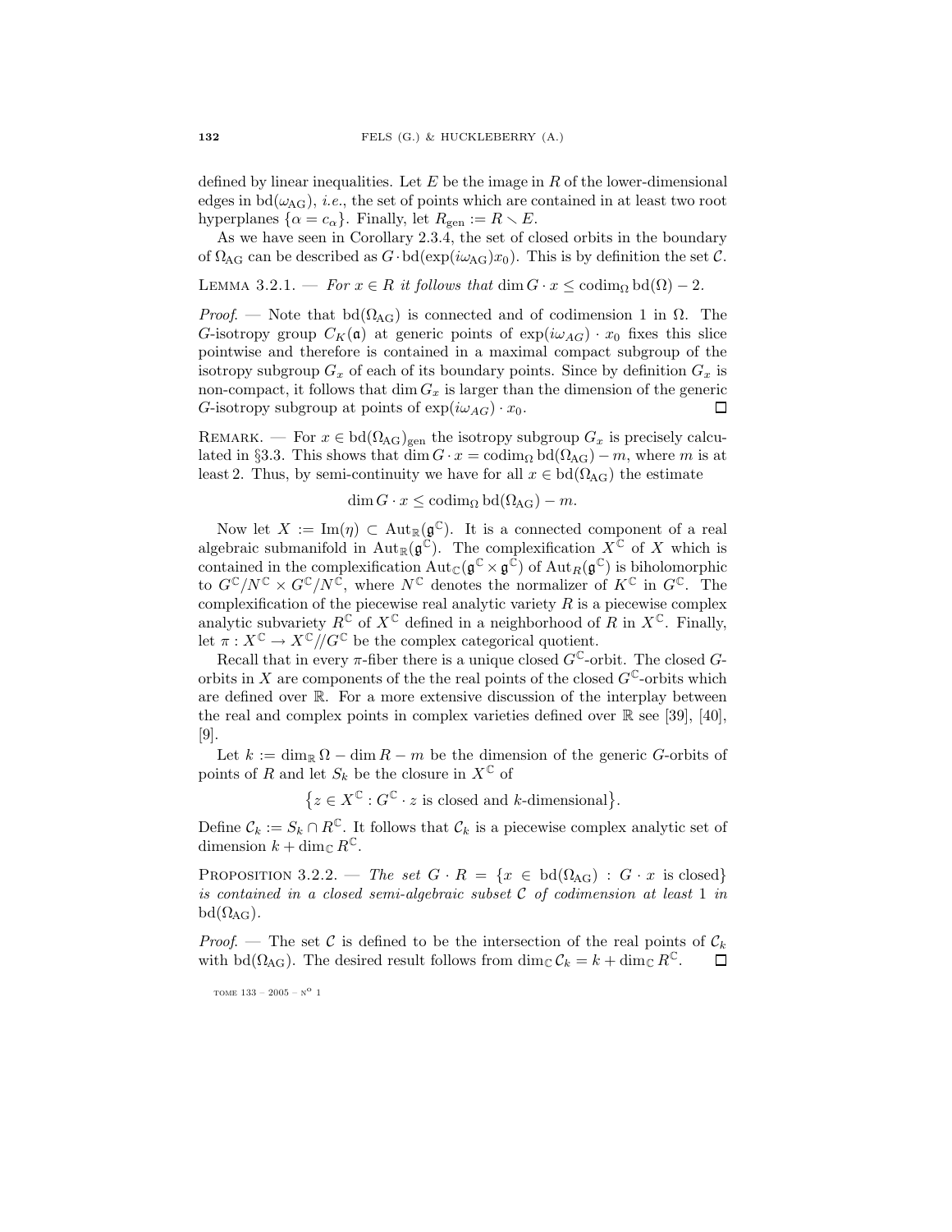defined by linear inequalities. Let $E$ be the image in $R$ of the lower-dimensional edges in $\mathrm{bd}(\omega_{\mathrm{AG}})$, *i.e.*, the set of points which are contained in at least two root hyperplanes $\{\alpha = c_\alpha\}$. Finally, let $R_{\mathrm{gen}} := R \smallsetminus E$.

As we have seen in Corollary 2.3.4, the set of closed orbits in the boundary of $\Omega_{\mathrm{AG}}$ can be described as $G \cdot \mathrm{bd}(\exp(i\omega_{\mathrm{AG}})x_0)$. This is by definition the set $\mathcal{C}$.

LEMMA 3.2.1. — *For $x \in R$ it follows that $\dim G \cdot x \leq \mathrm{codim}_\Omega\, \mathrm{bd}(\Omega) - 2$.*

*Proof.* — Note that $\mathrm{bd}(\Omega_{\mathrm{AG}})$ is connected and of codimension 1 in $\Omega$. The $G$-isotropy group $C_K(\mathfrak{a})$ at generic points of $\exp(i\omega_{AG}) \cdot x_0$ fixes this slice pointwise and therefore is contained in a maximal compact subgroup of the isotropy subgroup $G_x$ of each of its boundary points. Since by definition $G_x$ is non-compact, it follows that $\dim G_x$ is larger than the dimension of the generic $G$-isotropy subgroup at points of $\exp(i\omega_{AG}) \cdot x_0$. □

REMARK. — For $x \in \mathrm{bd}(\Omega_{\mathrm{AG}})_{\mathrm{gen}}$ the isotropy subgroup $G_x$ is precisely calculated in §3.3. This shows that $\dim G \cdot x = \mathrm{codim}_\Omega\, \mathrm{bd}(\Omega_{\mathrm{AG}}) - m$, where $m$ is at least 2. Thus, by semi-continuity we have for all $x \in \mathrm{bd}(\Omega_{\mathrm{AG}})$ the estimate

$$\dim G \cdot x \leq \mathrm{codim}_\Omega\, \mathrm{bd}(\Omega_{\mathrm{AG}}) - m.$$

Now let $X := \mathrm{Im}(\eta) \subset \mathrm{Aut}_{\mathbb{R}}(\mathfrak{g}^{\mathbb{C}})$. It is a connected component of a real algebraic submanifold in $\mathrm{Aut}_{\mathbb{R}}(\mathfrak{g}^{\mathbb{C}})$. The complexification $X^{\mathbb{C}}$ of $X$ which is contained in the complexification $\mathrm{Aut}_{\mathbb{C}}(\mathfrak{g}^{\mathbb{C}} \times \mathfrak{g}^{\mathbb{C}})$ of $\mathrm{Aut}_R(\mathfrak{g}^{\mathbb{C}})$ is biholomorphic to $G^{\mathbb{C}}/N^{\mathbb{C}} \times G^{\mathbb{C}}/N^{\mathbb{C}}$, where $N^{\mathbb{C}}$ denotes the normalizer of $K^{\mathbb{C}}$ in $G^{\mathbb{C}}$. The complexification of the piecewise real analytic variety $R$ is a piecewise complex analytic subvariety $R^{\mathbb{C}}$ of $X^{\mathbb{C}}$ defined in a neighborhood of $R$ in $X^{\mathbb{C}}$. Finally, let $\pi : X^{\mathbb{C}} \to X^{\mathbb{C}}/\!/G^{\mathbb{C}}$ be the complex categorical quotient.

Recall that in every $\pi$-fiber there is a unique closed $G^{\mathbb{C}}$-orbit. The closed $G$-orbits in $X$ are components of the the real points of the closed $G^{\mathbb{C}}$-orbits which are defined over $\mathbb{R}$. For a more extensive discussion of the interplay between the real and complex points in complex varieties defined over $\mathbb{R}$ see [39], [40], [9].

Let $k := \dim_{\mathbb{R}} \Omega - \dim R - m$ be the dimension of the generic $G$-orbits of points of $R$ and let $S_k$ be the closure in $X^{\mathbb{C}}$ of

$$\big\{z \in X^{\mathbb{C}} : G^{\mathbb{C}} \cdot z \text{ is closed and } k\text{-dimensional}\big\}.$$

Define $\mathcal{C}_k := S_k \cap R^{\mathbb{C}}$. It follows that $\mathcal{C}_k$ is a piecewise complex analytic set of dimension $k + \dim_{\mathbb{C}} R^{\mathbb{C}}$.

PROPOSITION 3.2.2. — *The set $G \cdot R = \{x \in \mathrm{bd}(\Omega_{\mathrm{AG}}) : G \cdot x \text{ is closed}\}$ is contained in a closed semi-algebraic subset $\mathcal{C}$ of codimension at least 1 in $\mathrm{bd}(\Omega_{\mathrm{AG}})$.*

*Proof.* — The set $\mathcal{C}$ is defined to be the intersection of the real points of $\mathcal{C}_k$ with $\mathrm{bd}(\Omega_{\mathrm{AG}})$. The desired result follows from $\dim_{\mathbb{C}} \mathcal{C}_k = k + \dim_{\mathbb{C}} R^{\mathbb{C}}$. □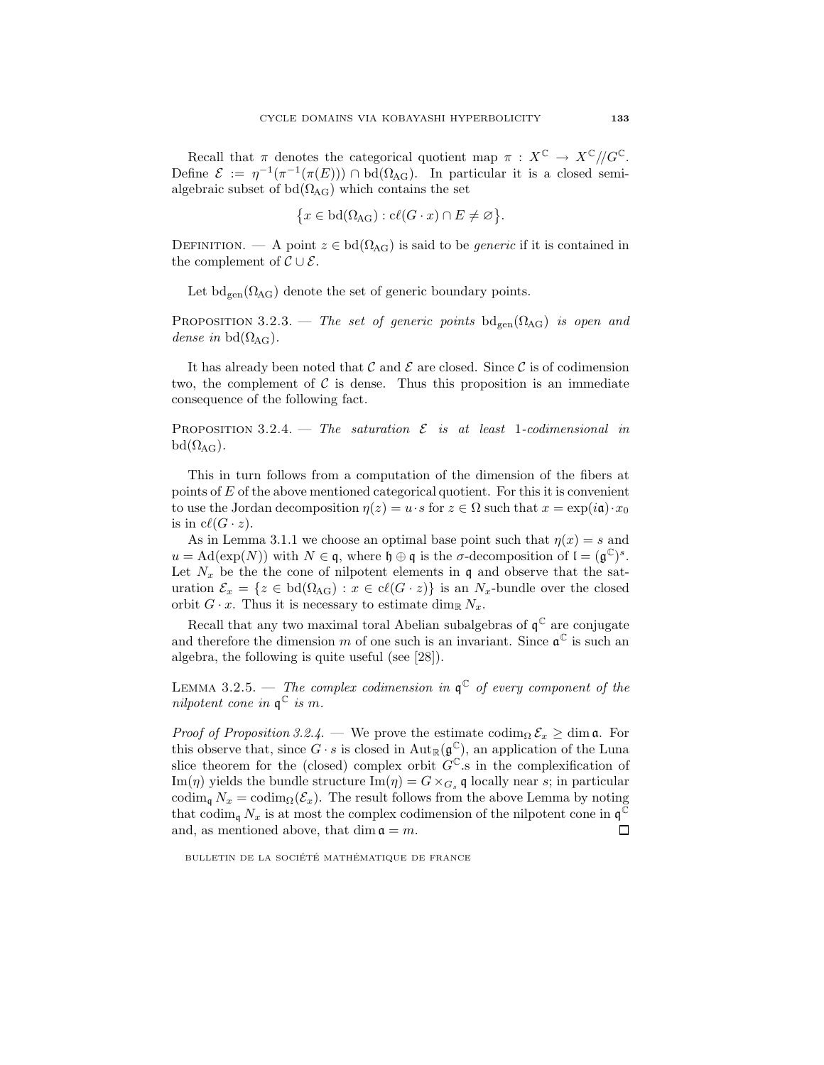Recall that $\pi$ denotes the categorical quotient map $\pi : X^{\mathbb{C}} \to X^{\mathbb{C}}/\!/G^{\mathbb{C}}$. Define $\mathcal{E} := \eta^{-1}(\pi^{-1}(\pi(E))) \cap \mathrm{bd}(\Omega_{\mathrm{AG}})$. In particular it is a closed semi-algebraic subset of $\mathrm{bd}(\Omega_{\mathrm{AG}})$ which contains the set

$$\big\{x \in \mathrm{bd}(\Omega_{\mathrm{AG}}) : \mathrm{c}\ell(G\cdot x) \cap E \neq \varnothing\big\}.$$

Definition. — A point $z \in \mathrm{bd}(\Omega_{\mathrm{AG}})$ is said to be *generic* if it is contained in the complement of $\mathcal{C} \cup \mathcal{E}$.

Let $\mathrm{bd}_{\mathrm{gen}}(\Omega_{\mathrm{AG}})$ denote the set of generic boundary points.

Proposition 3.2.3. — *The set of generic points* $\mathrm{bd}_{\mathrm{gen}}(\Omega_{\mathrm{AG}})$ *is open and dense in* $\mathrm{bd}(\Omega_{\mathrm{AG}})$.

It has already been noted that $\mathcal{C}$ and $\mathcal{E}$ are closed. Since $\mathcal{C}$ is of codimension two, the complement of $\mathcal{C}$ is dense. Thus this proposition is an immediate consequence of the following fact.

Proposition 3.2.4. — *The saturation* $\mathcal{E}$ *is at least* 1*-codimensional in* $\mathrm{bd}(\Omega_{\mathrm{AG}})$.

This in turn follows from a computation of the dimension of the fibers at points of $E$ of the above mentioned categorical quotient. For this it is convenient to use the Jordan decomposition $\eta(z) = u\cdot s$ for $z \in \Omega$ such that $x = \exp(i\mathfrak{a})\cdot x_0$ is in $\mathrm{c}\ell(G\cdot z)$.

As in Lemma 3.1.1 we choose an optimal base point such that $\eta(x) = s$ and $u = \mathrm{Ad}(\exp(N))$ with $N \in \mathfrak{q}$, where $\mathfrak{h} \oplus \mathfrak{q}$ is the $\sigma$-decomposition of $\mathfrak{l} = (\mathfrak{g}^{\mathbb{C}})^s$. Let $N_x$ be the the cone of nilpotent elements in $\mathfrak{q}$ and observe that the saturation $\mathcal{E}_x = \{z \in \mathrm{bd}(\Omega_{\mathrm{AG}}) : x \in \mathrm{c}\ell(G\cdot z)\}$ is an $N_x$-bundle over the closed orbit $G\cdot x$. Thus it is necessary to estimate $\dim_{\mathbb{R}} N_x$.

Recall that any two maximal toral Abelian subalgebras of $\mathfrak{q}^{\mathbb{C}}$ are conjugate and therefore the dimension $m$ of one such is an invariant. Since $\mathfrak{a}^{\mathbb{C}}$ is such an algebra, the following is quite useful (see [28]).

Lemma 3.2.5. — *The complex codimension in* $\mathfrak{q}^{\mathbb{C}}$ *of every component of the nilpotent cone in* $\mathfrak{q}^{\mathbb{C}}$ *is* $m$.

*Proof of Proposition 3.2.4.* — We prove the estimate $\mathrm{codim}_{\Omega}\,\mathcal{E}_x \geq \dim\mathfrak{a}$. For this observe that, since $G\cdot s$ is closed in $\mathrm{Aut}_{\mathbb{R}}(\mathfrak{g}^{\mathbb{C}})$, an application of the Luna slice theorem for the (closed) complex orbit $G^{\mathbb{C}}.s$ in the complexification of $\mathrm{Im}(\eta)$ yields the bundle structure $\mathrm{Im}(\eta) = G\times_{G_s}\mathfrak{q}$ locally near $s$; in particular $\mathrm{codim}_{\mathfrak{q}}\,N_x = \mathrm{codim}_{\Omega}(\mathcal{E}_x)$. The result follows from the above Lemma by noting that $\mathrm{codim}_{\mathfrak{q}}\,N_x$ is at most the complex codimension of the nilpotent cone in $\mathfrak{q}^{\mathbb{C}}$ and, as mentioned above, that $\dim\mathfrak{a} = m$. ◻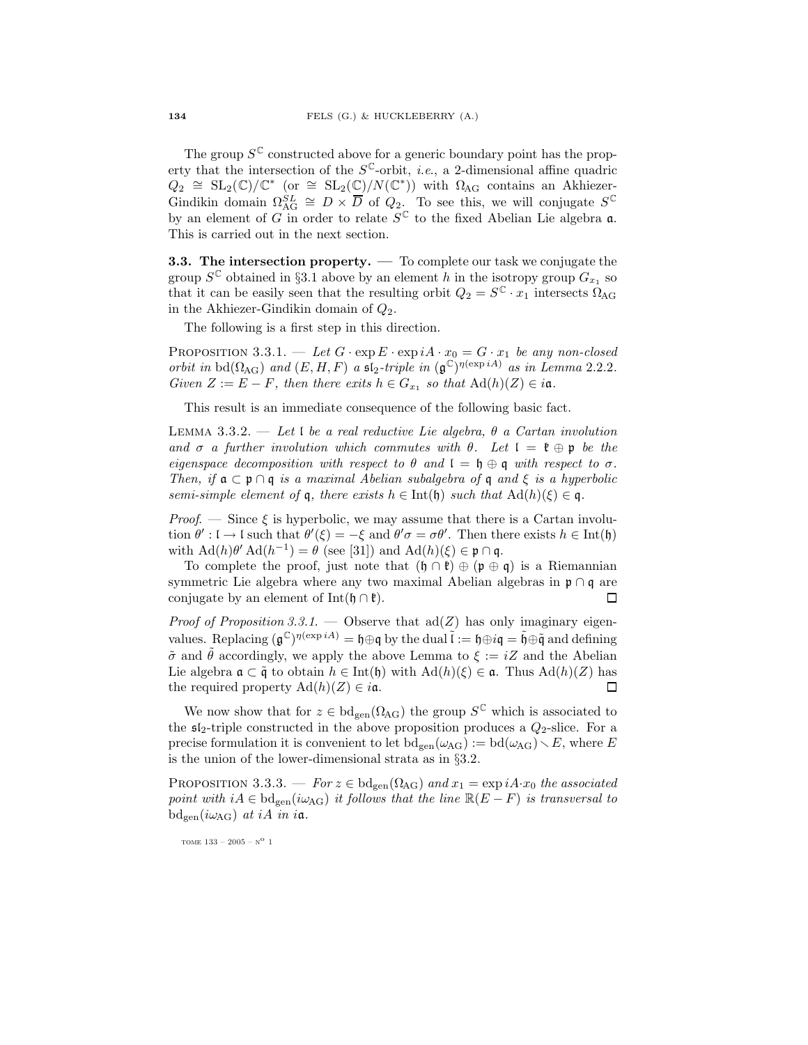The group $S^{\mathbb{C}}$ constructed above for a generic boundary point has the property that the intersection of the $S^{\mathbb{C}}$-orbit, *i.e.*, a 2-dimensional affine quadric $Q_2 \cong \mathrm{SL}_2(\mathbb{C})/\mathbb{C}^*$ (or $\cong \mathrm{SL}_2(\mathbb{C})/N(\mathbb{C}^*)$) with $\Omega_{\mathrm{AG}}$ contains an Akhiezer-Gindikin domain $\Omega_{\mathrm{AG}}^{SL} \cong D \times \overline{D}$ of $Q_2$. To see this, we will conjugate $S^{\mathbb{C}}$ by an element of $G$ in order to relate $S^{\mathbb{C}}$ to the fixed Abelian Lie algebra $\mathfrak{a}$. This is carried out in the next section.

**3.3. The intersection property.** — To complete our task we conjugate the group $S^{\mathbb{C}}$ obtained in §3.1 above by an element $h$ in the isotropy group $G_{x_1}$ so that it can be easily seen that the resulting orbit $Q_2 = S^{\mathbb{C}} \cdot x_1$ intersects $\Omega_{\mathrm{AG}}$ in the Akhiezer-Gindikin domain of $Q_2$.

The following is a first step in this direction.

PROPOSITION 3.3.1. — *Let $G \cdot \exp E \cdot \exp iA \cdot x_0 = G \cdot x_1$ be any non-closed orbit in $\mathrm{bd}(\Omega_{\mathrm{AG}})$ and $(E, H, F)$ a $\mathfrak{sl}_2$-triple in $(\mathfrak{g}^{\mathbb{C}})^{\eta(\exp iA)}$ as in Lemma 2.2.2. Given $Z := E - F$, then there exits $h \in G_{x_1}$ so that $\mathrm{Ad}(h)(Z) \in i\mathfrak{a}$.*

This result is an immediate consequence of the following basic fact.

LEMMA 3.3.2. — *Let $\mathfrak{l}$ be a real reductive Lie algebra, $\theta$ a Cartan involution and $\sigma$ a further involution which commutes with $\theta$. Let $\mathfrak{l} = \mathfrak{k} \oplus \mathfrak{p}$ be the eigenspace decomposition with respect to $\theta$ and $\mathfrak{l} = \mathfrak{h} \oplus \mathfrak{q}$ with respect to $\sigma$. Then, if $\mathfrak{a} \subset \mathfrak{p} \cap \mathfrak{q}$ is a maximal Abelian subalgebra of $\mathfrak{q}$ and $\xi$ is a hyperbolic semi-simple element of $\mathfrak{q}$, there exists $h \in \mathrm{Int}(\mathfrak{h})$ such that $\mathrm{Ad}(h)(\xi) \in \mathfrak{q}$.*

*Proof.* — Since $\xi$ is hyperbolic, we may assume that there is a Cartan involution $\theta' : \mathfrak{l} \to \mathfrak{l}$ such that $\theta'(\xi) = -\xi$ and $\theta'\sigma = \sigma\theta'$. Then there exists $h \in \mathrm{Int}(\mathfrak{h})$ with $\mathrm{Ad}(h)\theta' \mathrm{Ad}(h^{-1}) = \theta$ (see [31]) and $\mathrm{Ad}(h)(\xi) \in \mathfrak{p} \cap \mathfrak{q}$.

To complete the proof, just note that $(\mathfrak{h} \cap \mathfrak{k}) \oplus (\mathfrak{p} \oplus \mathfrak{q})$ is a Riemannian symmetric Lie algebra where any two maximal Abelian algebras in $\mathfrak{p} \cap \mathfrak{q}$ are conjugate by an element of $\mathrm{Int}(\mathfrak{h} \cap \mathfrak{k})$. □

*Proof of Proposition 3.3.1.* — Observe that $\mathrm{ad}(Z)$ has only imaginary eigenvalues. Replacing $(\mathfrak{g}^{\mathbb{C}})^{\eta(\exp iA)} = \mathfrak{h} \oplus \mathfrak{q}$ by the dual $\tilde{\mathfrak{l}} := \mathfrak{h} \oplus i\mathfrak{q} = \tilde{\mathfrak{h}} \oplus \tilde{\mathfrak{q}}$ and defining $\tilde{\sigma}$ and $\tilde{\theta}$ accordingly, we apply the above Lemma to $\xi := iZ$ and the Abelian Lie algebra $\mathfrak{a} \subset \tilde{\mathfrak{q}}$ to obtain $h \in \mathrm{Int}(\mathfrak{h})$ with $\mathrm{Ad}(h)(\xi) \in \mathfrak{a}$. Thus $\mathrm{Ad}(h)(Z)$ has the required property $\mathrm{Ad}(h)(Z) \in i\mathfrak{a}$. □

We now show that for $z \in \mathrm{bd}_{\mathrm{gen}}(\Omega_{\mathrm{AG}})$ the group $S^{\mathbb{C}}$ which is associated to the $\mathfrak{sl}_2$-triple constructed in the above proposition produces a $Q_2$-slice. For a precise formulation it is convenient to let $\mathrm{bd}_{\mathrm{gen}}(\omega_{\mathrm{AG}}) := \mathrm{bd}(\omega_{\mathrm{AG}}) \smallsetminus E$, where $E$ is the union of the lower-dimensional strata as in §3.2.

PROPOSITION 3.3.3. — *For $z \in \mathrm{bd}_{\mathrm{gen}}(\Omega_{\mathrm{AG}})$ and $x_1 = \exp iA \cdot x_0$ the associated point with $iA \in \mathrm{bd}_{\mathrm{gen}}(i\omega_{\mathrm{AG}})$ it follows that the line $\mathbb{R}(E - F)$ is transversal to $\mathrm{bd}_{\mathrm{gen}}(i\omega_{\mathrm{AG}})$ at $iA$ in $i\mathfrak{a}$.*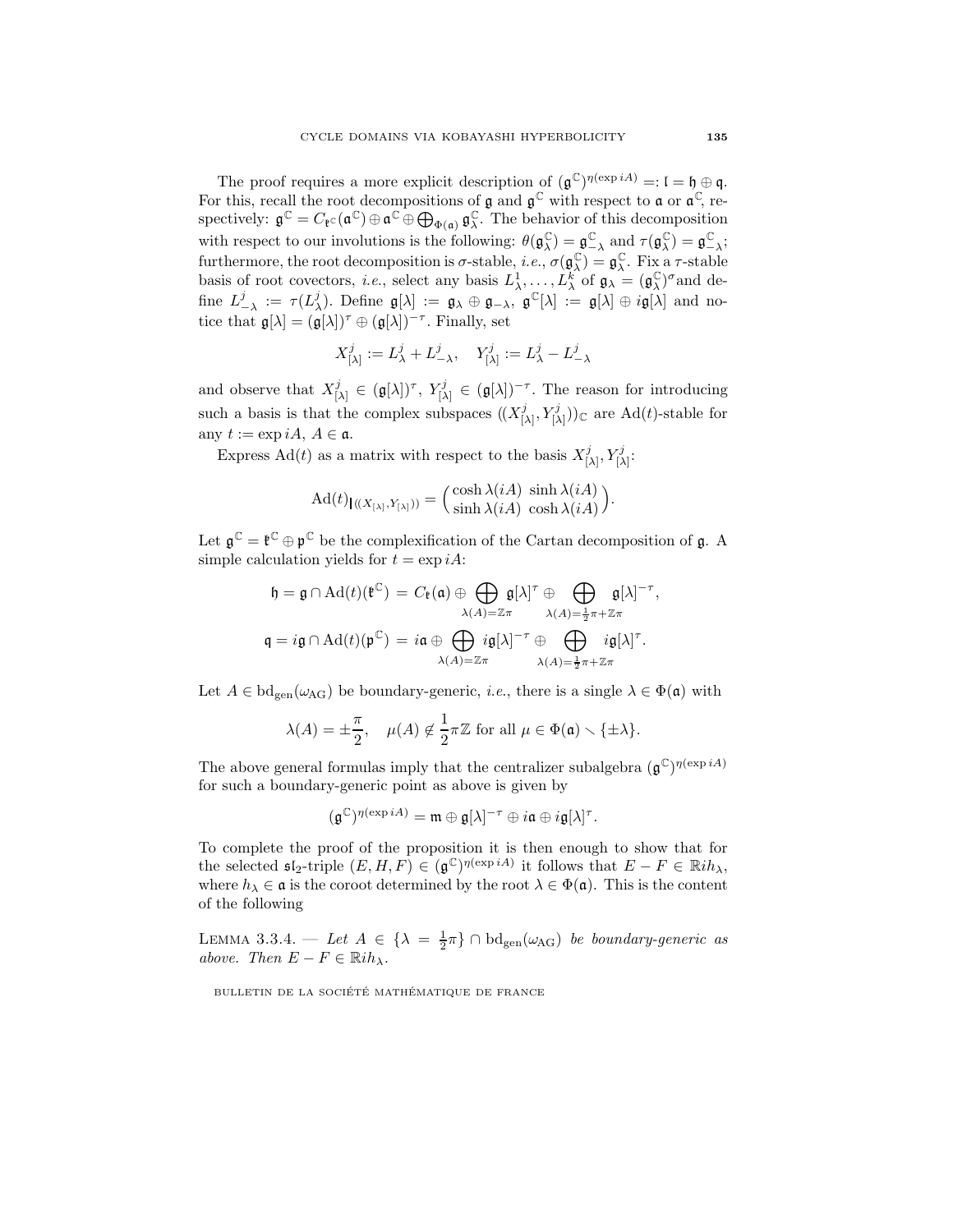The proof requires a more explicit description of $(\mathfrak{g}^{\mathbb{C}})^{\eta(\exp iA)} =: \mathfrak{l} = \mathfrak{h} \oplus \mathfrak{q}$. For this, recall the root decompositions of $\mathfrak{g}$ and $\mathfrak{g}^{\mathbb{C}}$ with respect to $\mathfrak{a}$ or $\mathfrak{a}^{\mathbb{C}}$, respectively: $\mathfrak{g}^{\mathbb{C}} = C_{\mathfrak{k}^{\mathbb{C}}}(\mathfrak{a}^{\mathbb{C}}) \oplus \mathfrak{a}^{\mathbb{C}} \oplus \bigoplus_{\Phi(\mathfrak{a})} \mathfrak{g}^{\mathbb{C}}_{\lambda}$. The behavior of this decomposition with respect to our involutions is the following: $\theta(\mathfrak{g}^{\mathbb{C}}_{\lambda}) = \mathfrak{g}^{\mathbb{C}}_{-\lambda}$ and $\tau(\mathfrak{g}^{\mathbb{C}}_{\lambda}) = \mathfrak{g}^{\mathbb{C}}_{-\lambda}$; furthermore, the root decomposition is $\sigma$-stable, *i.e.*, $\sigma(\mathfrak{g}^{\mathbb{C}}_{\lambda}) = \mathfrak{g}^{\mathbb{C}}_{\lambda}$. Fix a $\tau$-stable basis of root covectors, *i.e.*, select any basis $L^1_{\lambda}, \ldots, L^k_{\lambda}$ of $\mathfrak{g}_{\lambda} = (\mathfrak{g}^{\mathbb{C}}_{\lambda})^{\sigma}$ and define $L^j_{-\lambda} := \tau(L^j_{\lambda})$. Define $\mathfrak{g}[\lambda] := \mathfrak{g}_{\lambda} \oplus \mathfrak{g}_{-\lambda}$, $\mathfrak{g}^{\mathbb{C}}[\lambda] := \mathfrak{g}[\lambda] \oplus i\mathfrak{g}[\lambda]$ and notice that $\mathfrak{g}[\lambda] = (\mathfrak{g}[\lambda])^{\tau} \oplus (\mathfrak{g}[\lambda])^{-\tau}$. Finally, set

$$X^j_{[\lambda]} := L^j_{\lambda} + L^j_{-\lambda}, \quad Y^j_{[\lambda]} := L^j_{\lambda} - L^j_{-\lambda}$$

and observe that $X^j_{[\lambda]} \in (\mathfrak{g}[\lambda])^{\tau}$, $Y^j_{[\lambda]} \in (\mathfrak{g}[\lambda])^{-\tau}$. The reason for introducing such a basis is that the complex subspaces $((X^j_{[\lambda]}, Y^j_{[\lambda]}))_{\mathbb{C}}$ are $\mathrm{Ad}(t)$-stable for any $t := \exp iA$, $A \in \mathfrak{a}$.

Express $\mathrm{Ad}(t)$ as a matrix with respect to the basis $X^j_{[\lambda]}, Y^j_{[\lambda]}$:

$$\mathrm{Ad}(t)_{|((X_{[\lambda]}, Y_{[\lambda]}))} = \begin{pmatrix} \cosh \lambda(iA) & \sinh \lambda(iA) \\ \sinh \lambda(iA) & \cosh \lambda(iA) \end{pmatrix}.$$

Let $\mathfrak{g}^{\mathbb{C}} = \mathfrak{k}^{\mathbb{C}} \oplus \mathfrak{p}^{\mathbb{C}}$ be the complexification of the Cartan decomposition of $\mathfrak{g}$. A simple calculation yields for $t = \exp iA$:

$$\mathfrak{h} = \mathfrak{g} \cap \mathrm{Ad}(t)(\mathfrak{k}^{\mathbb{C}}) = C_{\mathfrak{k}}(\mathfrak{a}) \oplus \bigoplus_{\lambda(A) = \mathbb{Z}\pi} \mathfrak{g}[\lambda]^{\tau} \oplus \bigoplus_{\lambda(A) = \frac{1}{2}\pi + \mathbb{Z}\pi} \mathfrak{g}[\lambda]^{-\tau},$$

$$\mathfrak{q} = i\mathfrak{g} \cap \mathrm{Ad}(t)(\mathfrak{p}^{\mathbb{C}}) = i\mathfrak{a} \oplus \bigoplus_{\lambda(A) = \mathbb{Z}\pi} i\mathfrak{g}[\lambda]^{-\tau} \oplus \bigoplus_{\lambda(A) = \frac{1}{2}\pi + \mathbb{Z}\pi} i\mathfrak{g}[\lambda]^{\tau}.$$

Let $A \in \mathrm{bd}_{\mathrm{gen}}(\omega_{\mathrm{AG}})$ be boundary-generic, *i.e.*, there is a single $\lambda \in \Phi(\mathfrak{a})$ with

$$\lambda(A) = \pm\frac{\pi}{2}, \quad \mu(A) \notin \frac{1}{2}\pi\mathbb{Z} \text{ for all } \mu \in \Phi(\mathfrak{a}) \smallsetminus \{\pm\lambda\}.$$

The above general formulas imply that the centralizer subalgebra $(\mathfrak{g}^{\mathbb{C}})^{\eta(\exp iA)}$ for such a boundary-generic point as above is given by

$$(\mathfrak{g}^{\mathbb{C}})^{\eta(\exp iA)} = \mathfrak{m} \oplus \mathfrak{g}[\lambda]^{-\tau} \oplus i\mathfrak{a} \oplus i\mathfrak{g}[\lambda]^{\tau}.$$

To complete the proof of the proposition it is then enough to show that for the selected $\mathfrak{sl}_2$-triple $(E, H, F) \in (\mathfrak{g}^{\mathbb{C}})^{\eta(\exp iA)}$ it follows that $E - F \in \mathbb{R}ih_{\lambda}$, where $h_{\lambda} \in \mathfrak{a}$ is the coroot determined by the root $\lambda \in \Phi(\mathfrak{a})$. This is the content of the following

Lemma 3.3.4. — *Let $A \in \{\lambda = \frac{1}{2}\pi\} \cap \mathrm{bd}_{\mathrm{gen}}(\omega_{\mathrm{AG}})$ be boundary-generic as above. Then $E - F \in \mathbb{R}ih_{\lambda}$.*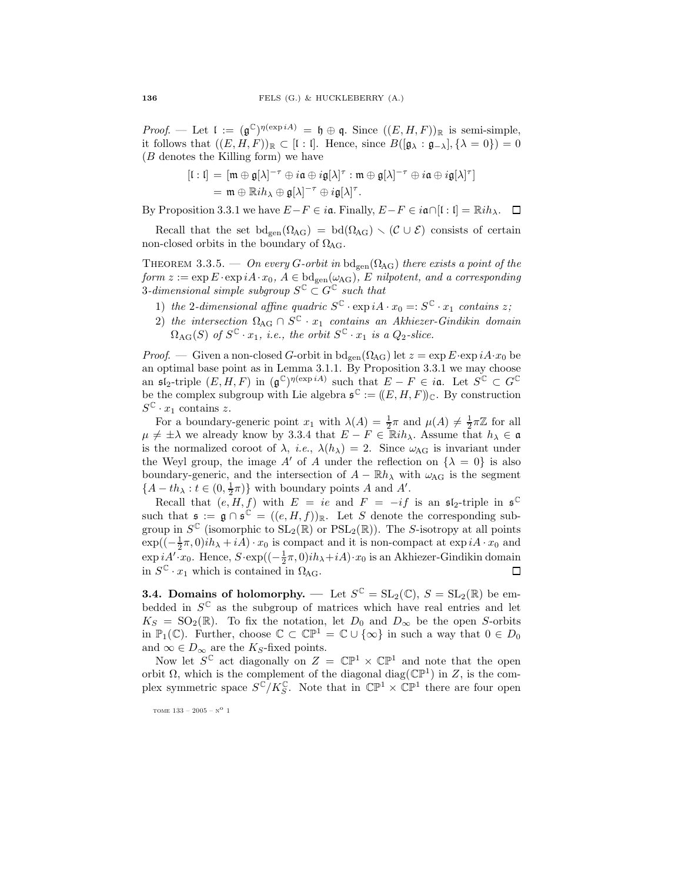*Proof.* — Let $\mathfrak{l} := (\mathfrak{g}^{\mathbb{C}})^{\eta(\exp iA)} = \mathfrak{h} \oplus \mathfrak{q}$. Since $\langle\langle E, H, F\rangle\rangle_{\mathbb{R}}$ is semi-simple, it follows that $\langle\langle E, H, F\rangle\rangle_{\mathbb{R}} \subset [\mathfrak{l} : \mathfrak{l}]$. Hence, since $B([\mathfrak{g}_\lambda : \mathfrak{g}_{-\lambda}], \{\lambda = 0\}) = 0$ ($B$ denotes the Killing form) we have

$$\begin{aligned}
[\mathfrak{l} : \mathfrak{l}] &= [\mathfrak{m} \oplus \mathfrak{g}[\lambda]^{-\tau} \oplus i\mathfrak{a} \oplus i\mathfrak{g}[\lambda]^{\tau} : \mathfrak{m} \oplus \mathfrak{g}[\lambda]^{-\tau} \oplus i\mathfrak{a} \oplus i\mathfrak{g}[\lambda]^{\tau}] \\
&= \mathfrak{m} \oplus \mathbb{R}ih_\lambda \oplus \mathfrak{g}[\lambda]^{-\tau} \oplus i\mathfrak{g}[\lambda]^{\tau}.
\end{aligned}$$

By Proposition 3.3.1 we have $E - F \in i\mathfrak{a}$. Finally, $E - F \in i\mathfrak{a} \cap [\mathfrak{l} : \mathfrak{l}] = \mathbb{R}ih_\lambda$. $\square$

Recall that the set $\mathrm{bd}_{\mathrm{gen}}(\Omega_{\mathrm{AG}}) = \mathrm{bd}(\Omega_{\mathrm{AG}}) \smallsetminus (\mathcal{C} \cup \mathcal{E})$ consists of certain non-closed orbits in the boundary of $\Omega_{\mathrm{AG}}$.

THEOREM 3.3.5. — *On every $G$-orbit in $\mathrm{bd}_{\mathrm{gen}}(\Omega_{\mathrm{AG}})$ there exists a point of the form $z := \exp E \cdot \exp iA \cdot x_0$, $A \in \mathrm{bd}_{\mathrm{gen}}(\omega_{\mathrm{AG}})$, $E$ nilpotent, and a corresponding 3-dimensional simple subgroup $S^{\mathbb{C}} \subset G^{\mathbb{C}}$ such that*

1) *the 2-dimensional affine quadric $S^{\mathbb{C}} \cdot \exp iA \cdot x_0 =: S^{\mathbb{C}} \cdot x_1$ contains $z$;*
2) *the intersection $\Omega_{\mathrm{AG}} \cap S^{\mathbb{C}} \cdot x_1$ contains an Akhiezer-Gindikin domain $\Omega_{\mathrm{AG}}(S)$ of $S^{\mathbb{C}} \cdot x_1$, i.e., the orbit $S^{\mathbb{C}} \cdot x_1$ is a $Q_2$-slice.*

*Proof.* — Given a non-closed $G$-orbit in $\mathrm{bd}_{\mathrm{gen}}(\Omega_{\mathrm{AG}})$ let $z = \exp E \cdot \exp iA \cdot x_0$ be an optimal base point as in Lemma 3.1.1. By Proposition 3.3.1 we may choose an $\mathfrak{sl}_2$-triple $(E, H, F)$ in $(\mathfrak{g}^{\mathbb{C}})^{\eta(\exp iA)}$ such that $E - F \in i\mathfrak{a}$. Let $S^{\mathbb{C}} \subset G^{\mathbb{C}}$ be the complex subgroup with Lie algebra $\mathfrak{s}^{\mathbb{C}} := \langle\langle E, H, F\rangle\rangle_{\mathbb{C}}$. By construction $S^{\mathbb{C}} \cdot x_1$ contains $z$.

For a boundary-generic point $x_1$ with $\lambda(A) = \frac{1}{2}\pi$ and $\mu(A) \neq \frac{1}{2}\pi\mathbb{Z}$ for all $\mu \neq \pm\lambda$ we already know by 3.3.4 that $E - F \in \mathbb{R}ih_\lambda$. Assume that $h_\lambda \in \mathfrak{a}$ is the normalized coroot of $\lambda$, *i.e.*, $\lambda(h_\lambda) = 2$. Since $\omega_{\mathrm{AG}}$ is invariant under the Weyl group, the image $A'$ of $A$ under the reflection on $\{\lambda = 0\}$ is also boundary-generic, and the intersection of $A - \mathbb{R}h_\lambda$ with $\omega_{\mathrm{AG}}$ is the segment $\{A - th_\lambda : t \in (0, \frac{1}{2}\pi)\}$ with boundary points $A$ and $A'$.

Recall that $(e, H, f)$ with $E = ie$ and $F = -if$ is an $\mathfrak{sl}_2$-triple in $\mathfrak{s}^{\mathbb{C}}$ such that $\mathfrak{s} := \mathfrak{g} \cap \mathfrak{s}^{\mathbb{C}} = \langle\langle e, H, f\rangle\rangle_{\mathbb{R}}$. Let $S$ denote the corresponding subgroup in $S^{\mathbb{C}}$ (isomorphic to $\mathrm{SL}_2(\mathbb{R})$ or $\mathrm{PSL}_2(\mathbb{R})$). The $S$-isotropy at all points $\exp((-\frac{1}{2}\pi, 0)ih_\lambda + iA) \cdot x_0$ is compact and it is non-compact at $\exp iA \cdot x_0$ and $\exp iA' \cdot x_0$. Hence, $S \cdot \exp((-\frac{1}{2}\pi, 0)ih_\lambda + iA) \cdot x_0$ is an Akhiezer-Gindikin domain in $S^{\mathbb{C}} \cdot x_1$ which is contained in $\Omega_{\mathrm{AG}}$. $\square$

**3.4. Domains of holomorphy.** — Let $S^{\mathbb{C}} = \mathrm{SL}_2(\mathbb{C})$, $S = \mathrm{SL}_2(\mathbb{R})$ be embedded in $S^{\mathbb{C}}$ as the subgroup of matrices which have real entries and let $K_S = \mathrm{SO}_2(\mathbb{R})$. To fix the notation, let $D_0$ and $D_\infty$ be the open $S$-orbits in $\mathbb{P}_1(\mathbb{C})$. Further, choose $\mathbb{C} \subset \mathbb{CP}^1 = \mathbb{C} \cup \{\infty\}$ in such a way that $0 \in D_0$ and $\infty \in D_\infty$ are the $K_S$-fixed points.

Now let $S^{\mathbb{C}}$ act diagonally on $Z = \mathbb{CP}^1 \times \mathbb{CP}^1$ and note that the open orbit $\Omega$, which is the complement of the diagonal $\mathrm{diag}(\mathbb{CP}^1)$ in $Z$, is the complex symmetric space $S^{\mathbb{C}}/K_S^{\mathbb{C}}$. Note that in $\mathbb{CP}^1 \times \mathbb{CP}^1$ there are four open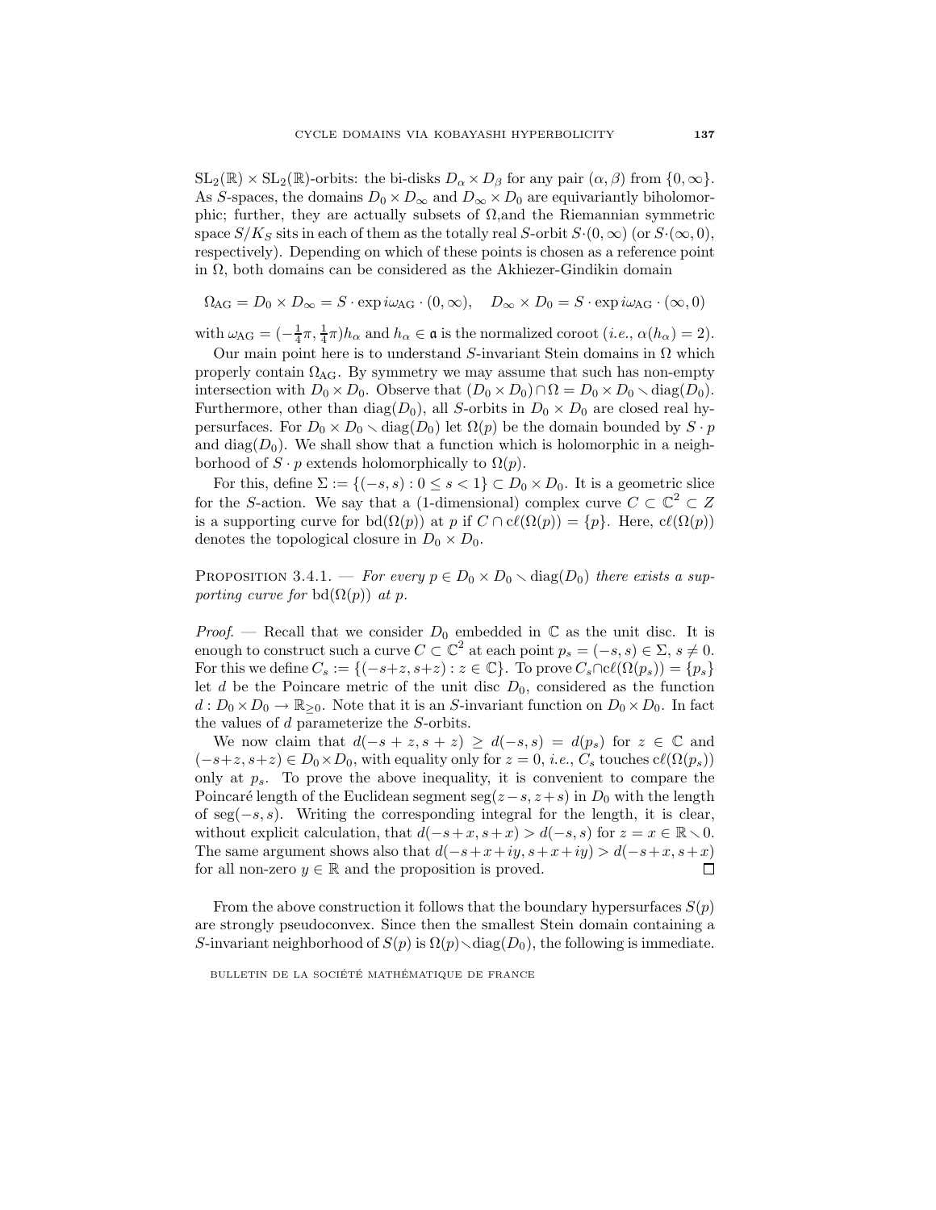$\mathrm{SL}_2(\mathbb{R}) \times \mathrm{SL}_2(\mathbb{R})$-orbits: the bi-disks $D_\alpha \times D_\beta$ for any pair $(\alpha, \beta)$ from $\{0, \infty\}$. As $S$-spaces, the domains $D_0 \times D_\infty$ and $D_\infty \times D_0$ are equivariantly biholomorphic; further, they are actually subsets of $\Omega$,and the Riemannian symmetric space $S/K_S$ sits in each of them as the totally real $S$-orbit $S \cdot (0, \infty)$ (or $S \cdot (\infty, 0)$, respectively). Depending on which of these points is chosen as a reference point in $\Omega$, both domains can be considered as the Akhiezer-Gindikin domain

$$\Omega_{\mathrm{AG}} = D_0 \times D_\infty = S \cdot \exp i\omega_{\mathrm{AG}} \cdot (0, \infty), \quad D_\infty \times D_0 = S \cdot \exp i\omega_{\mathrm{AG}} \cdot (\infty, 0)$$

with $\omega_{\mathrm{AG}} = (-\frac{1}{4}\pi, \frac{1}{4}\pi)h_\alpha$ and $h_\alpha \in \mathfrak{a}$ is the normalized coroot (*i.e.*, $\alpha(h_\alpha) = 2$).

Our main point here is to understand $S$-invariant Stein domains in $\Omega$ which properly contain $\Omega_{\mathrm{AG}}$. By symmetry we may assume that such has non-empty intersection with $D_0 \times D_0$. Observe that $(D_0 \times D_0) \cap \Omega = D_0 \times D_0 \setminus \mathrm{diag}(D_0)$. Furthermore, other than $\mathrm{diag}(D_0)$, all $S$-orbits in $D_0 \times D_0$ are closed real hypersurfaces. For $D_0 \times D_0 \setminus \mathrm{diag}(D_0)$ let $\Omega(p)$ be the domain bounded by $S \cdot p$ and $\mathrm{diag}(D_0)$. We shall show that a function which is holomorphic in a neighborhood of $S \cdot p$ extends holomorphically to $\Omega(p)$.

For this, define $\Sigma := \{(-s, s) : 0 \leq s < 1\} \subset D_0 \times D_0$. It is a geometric slice for the $S$-action. We say that a (1-dimensional) complex curve $C \subset \mathbb{C}^2 \subset Z$ is a supporting curve for $\mathrm{bd}(\Omega(p))$ at $p$ if $C \cap c\ell(\Omega(p)) = \{p\}$. Here, $c\ell(\Omega(p))$ denotes the topological closure in $D_0 \times D_0$.

Proposition 3.4.1. — *For every $p \in D_0 \times D_0 \setminus \mathrm{diag}(D_0)$ there exists a supporting curve for $\mathrm{bd}(\Omega(p))$ at $p$.*

*Proof*. — Recall that we consider $D_0$ embedded in $\mathbb{C}$ as the unit disc. It is enough to construct such a curve $C \subset \mathbb{C}^2$ at each point $p_s = (-s, s) \in \Sigma$, $s \neq 0$. For this we define $C_s := \{(-s+z, s+z) : z \in \mathbb{C}\}$. To prove $C_s \cap c\ell(\Omega(p_s)) = \{p_s\}$ let $d$ be the Poincare metric of the unit disc $D_0$, considered as the function $d : D_0 \times D_0 \to \mathbb{R}_{\geq 0}$. Note that it is an $S$-invariant function on $D_0 \times D_0$. In fact the values of $d$ parameterize the $S$-orbits.

We now claim that $d(-s + z, s + z) \geq d(-s, s) = d(p_s)$ for $z \in \mathbb{C}$ and $(-s+z, s+z) \in D_0 \times D_0$, with equality only for $z = 0$, *i.e.*, $C_s$ touches $c\ell(\Omega(p_s))$ only at $p_s$. To prove the above inequality, it is convenient to compare the Poincaré length of the Euclidean segment $\mathrm{seg}(z-s, z+s)$ in $D_0$ with the length of $\mathrm{seg}(-s, s)$. Writing the corresponding integral for the length, it is clear, without explicit calculation, that $d(-s+x, s+x) > d(-s, s)$ for $z = x \in \mathbb{R} \setminus 0$. The same argument shows also that $d(-s+x+iy, s+x+iy) > d(-s+x, s+x)$ for all non-zero $y \in \mathbb{R}$ and the proposition is proved. □

From the above construction it follows that the boundary hypersurfaces $S(p)$ are strongly pseudoconvex. Since then the smallest Stein domain containing a $S$-invariant neighborhood of $S(p)$ is $\Omega(p) \setminus \mathrm{diag}(D_0)$, the following is immediate.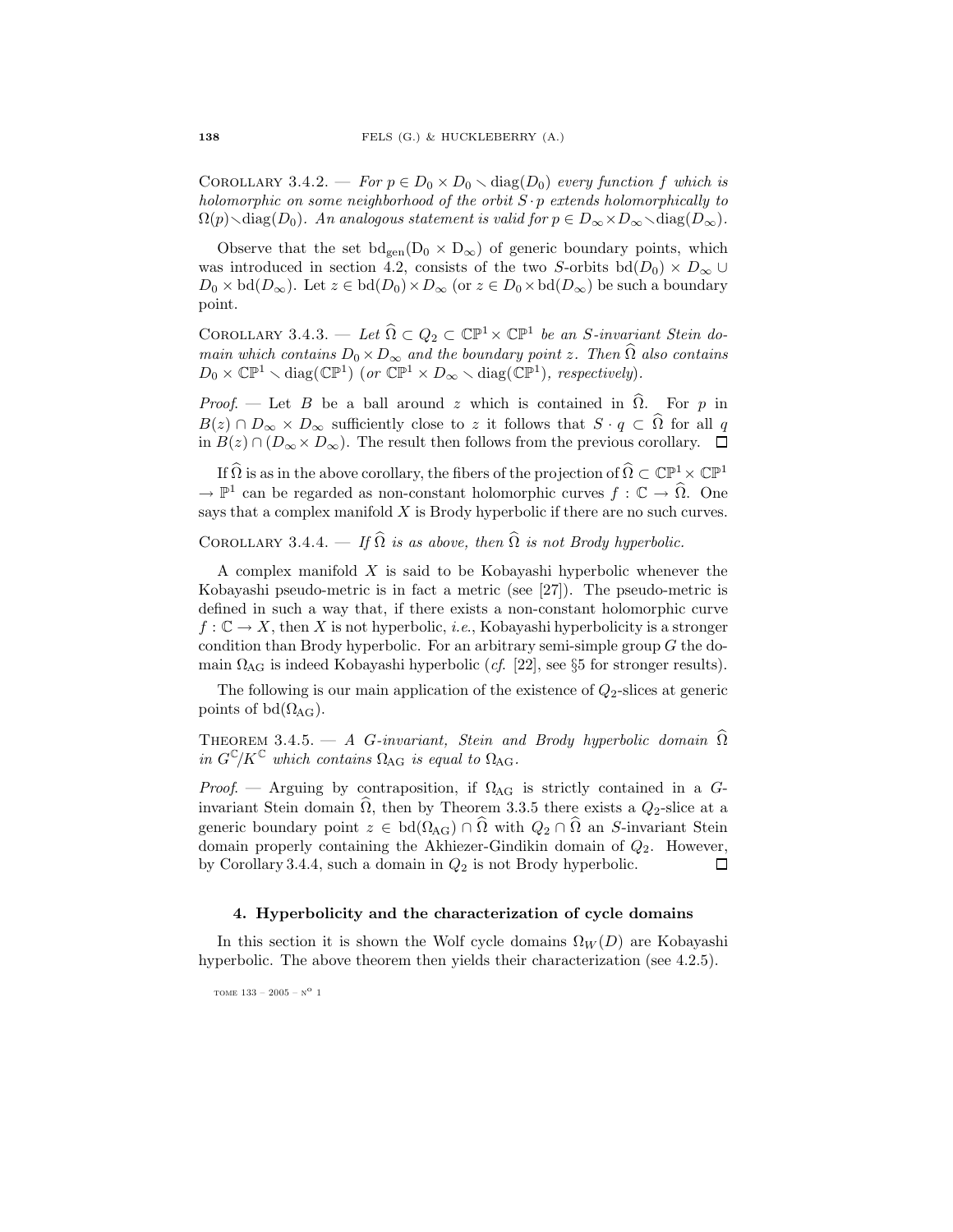COROLLARY 3.4.2. — *For $p \in D_0 \times D_0 \smallsetminus \operatorname{diag}(D_0)$ every function $f$ which is holomorphic on some neighborhood of the orbit $S \cdot p$ extends holomorphically to $\Omega(p) \smallsetminus \operatorname{diag}(D_0)$. An analogous statement is valid for $p \in D_\infty \times D_\infty \smallsetminus \operatorname{diag}(D_\infty)$.*

Observe that the set $\mathrm{bd}_{\mathrm{gen}}(\mathrm{D}_0 \times \mathrm{D}_\infty)$ of generic boundary points, which was introduced in section 4.2, consists of the two $S$-orbits $\mathrm{bd}(D_0) \times D_\infty \cup D_0 \times \mathrm{bd}(D_\infty)$. Let $z \in \mathrm{bd}(D_0) \times D_\infty$ (or $z \in D_0 \times \mathrm{bd}(D_\infty)$ be such a boundary point.

COROLLARY 3.4.3. — *Let $\widehat{\Omega} \subset Q_2 \subset \mathbb{CP}^1 \times \mathbb{CP}^1$ be an $S$-invariant Stein domain which contains $D_0 \times D_\infty$ and the boundary point $z$. Then $\widehat{\Omega}$ also contains $D_0 \times \mathbb{CP}^1 \smallsetminus \operatorname{diag}(\mathbb{CP}^1)$ (or $\mathbb{CP}^1 \times D_\infty \smallsetminus \operatorname{diag}(\mathbb{CP}^1)$, respectively).*

*Proof.* — Let $B$ be a ball around $z$ which is contained in $\widehat{\Omega}$. For $p$ in $B(z) \cap D_\infty \times D_\infty$ sufficiently close to $z$ it follows that $S \cdot q \subset \widehat{\Omega}$ for all $q$ in $B(z) \cap (D_\infty \times D_\infty)$. The result then follows from the previous corollary. $\square$

If $\widehat{\Omega}$ is as in the above corollary, the fibers of the projection of $\widehat{\Omega} \subset \mathbb{CP}^1 \times \mathbb{CP}^1 \to \mathbb{P}^1$ can be regarded as non-constant holomorphic curves $f : \mathbb{C} \to \widehat{\Omega}$. One says that a complex manifold $X$ is Brody hyperbolic if there are no such curves.

COROLLARY 3.4.4. — *If $\widehat{\Omega}$ is as above, then $\widehat{\Omega}$ is not Brody hyperbolic.*

A complex manifold $X$ is said to be Kobayashi hyperbolic whenever the Kobayashi pseudo-metric is in fact a metric (see [27]). The pseudo-metric is defined in such a way that, if there exists a non-constant holomorphic curve $f : \mathbb{C} \to X$, then $X$ is not hyperbolic, *i.e.*, Kobayashi hyperbolicity is a stronger condition than Brody hyperbolic. For an arbitrary semi-simple group $G$ the domain $\Omega_{\mathrm{AG}}$ is indeed Kobayashi hyperbolic (*cf.* [22], see §5 for stronger results).

The following is our main application of the existence of $Q_2$-slices at generic points of $\mathrm{bd}(\Omega_{\mathrm{AG}})$.

THEOREM 3.4.5. — *A $G$-invariant, Stein and Brody hyperbolic domain $\widehat{\Omega}$ in $G^{\mathbb{C}}/K^{\mathbb{C}}$ which contains $\Omega_{\mathrm{AG}}$ is equal to $\Omega_{\mathrm{AG}}$.*

*Proof.* — Arguing by contraposition, if $\Omega_{\mathrm{AG}}$ is strictly contained in a $G$-invariant Stein domain $\widehat{\Omega}$, then by Theorem 3.3.5 there exists a $Q_2$-slice at a generic boundary point $z \in \mathrm{bd}(\Omega_{\mathrm{AG}}) \cap \widehat{\Omega}$ with $Q_2 \cap \widehat{\Omega}$ an $S$-invariant Stein domain properly containing the Akhiezer-Gindikin domain of $Q_2$. However, by Corollary 3.4.4, such a domain in $Q_2$ is not Brody hyperbolic. $\square$

## 4. Hyperbolicity and the characterization of cycle domains

In this section it is shown the Wolf cycle domains $\Omega_W(D)$ are Kobayashi hyperbolic. The above theorem then yields their characterization (see 4.2.5).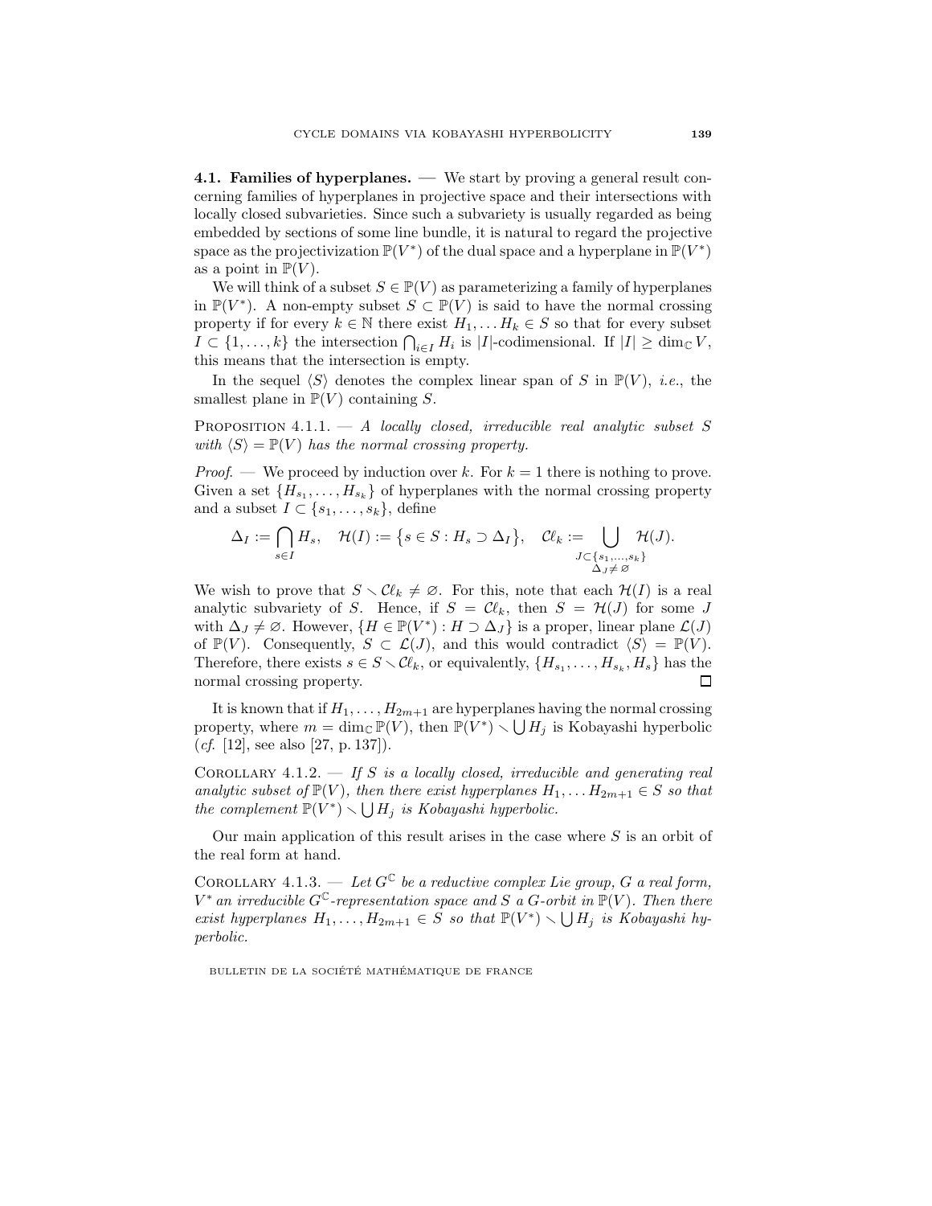**4.1. Families of hyperplanes.** — We start by proving a general result concerning families of hyperplanes in projective space and their intersections with locally closed subvarieties. Since such a subvariety is usually regarded as being embedded by sections of some line bundle, it is natural to regard the projective space as the projectivization $\mathbb{P}(V^*)$ of the dual space and a hyperplane in $\mathbb{P}(V^*)$ as a point in $\mathbb{P}(V)$.

We will think of a subset $S \in \mathbb{P}(V)$ as parameterizing a family of hyperplanes in $\mathbb{P}(V^*)$. A non-empty subset $S \subset \mathbb{P}(V)$ is said to have the normal crossing property if for every $k \in \mathbb{N}$ there exist $H_1, \dots H_k \in S$ so that for every subset $I \subset \{1, \dots, k\}$ the intersection $\bigcap_{i \in I} H_i$ is $|I|$-codimensional. If $|I| \geq \dim_{\mathbb{C}} V$, this means that the intersection is empty.

In the sequel $\langle S \rangle$ denotes the complex linear span of $S$ in $\mathbb{P}(V)$, *i.e.*, the smallest plane in $\mathbb{P}(V)$ containing $S$.

Proposition 4.1.1. — *A locally closed, irreducible real analytic subset $S$ with $\langle S \rangle = \mathbb{P}(V)$ has the normal crossing property.*

*Proof.* — We proceed by induction over $k$. For $k = 1$ there is nothing to prove. Given a set $\{H_{s_1}, \dots, H_{s_k}\}$ of hyperplanes with the normal crossing property and a subset $I \subset \{s_1, \dots, s_k\}$, define

$$\Delta_I := \bigcap_{s \in I} H_s, \quad \mathcal{H}(I) := \{s \in S : H_s \supset \Delta_I\}, \quad \mathcal{C}\ell_k := \bigcup_{\substack{J \subset \{s_1, \dots, s_k\} \\ \Delta_J \neq \varnothing}} \mathcal{H}(J).$$

We wish to prove that $S \smallsetminus \mathcal{C}\ell_k \neq \varnothing$. For this, note that each $\mathcal{H}(I)$ is a real analytic subvariety of $S$. Hence, if $S = \mathcal{C}\ell_k$, then $S = \mathcal{H}(J)$ for some $J$ with $\Delta_J \neq \varnothing$. However, $\{H \in \mathbb{P}(V^*) : H \supset \Delta_J\}$ is a proper, linear plane $\mathcal{L}(J)$ of $\mathbb{P}(V)$. Consequently, $S \subset \mathcal{L}(J)$, and this would contradict $\langle S \rangle = \mathbb{P}(V)$. Therefore, there exists $s \in S \smallsetminus \mathcal{C}\ell_k$, or equivalently, $\{H_{s_1}, \dots, H_{s_k}, H_s\}$ has the normal crossing property. $\square$

It is known that if $H_1, \dots, H_{2m+1}$ are hyperplanes having the normal crossing property, where $m = \dim_{\mathbb{C}} \mathbb{P}(V)$, then $\mathbb{P}(V^*) \smallsetminus \bigcup H_j$ is Kobayashi hyperbolic (*cf.* [12], see also [27, p. 137]).

Corollary 4.1.2. — *If $S$ is a locally closed, irreducible and generating real analytic subset of $\mathbb{P}(V)$, then there exist hyperplanes $H_1, \dots H_{2m+1} \in S$ so that the complement $\mathbb{P}(V^*) \smallsetminus \bigcup H_j$ is Kobayashi hyperbolic.*

Our main application of this result arises in the case where $S$ is an orbit of the real form at hand.

Corollary 4.1.3. — *Let $G^{\mathbb{C}}$ be a reductive complex Lie group, $G$ a real form, $V^*$ an irreducible $G^{\mathbb{C}}$-representation space and $S$ a $G$-orbit in $\mathbb{P}(V)$. Then there exist hyperplanes $H_1, \dots, H_{2m+1} \in S$ so that $\mathbb{P}(V^*) \smallsetminus \bigcup H_j$ is Kobayashi hyperbolic.*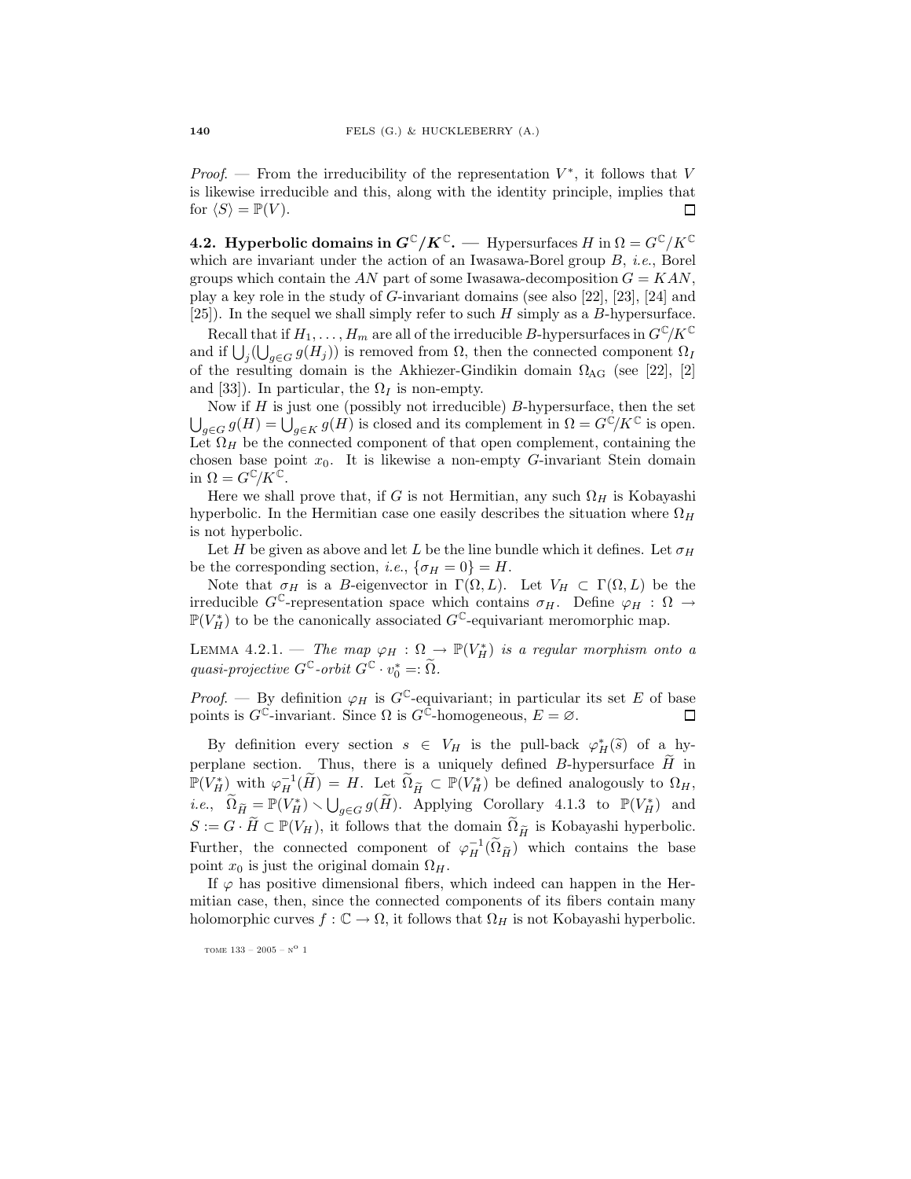*Proof*. — From the irreducibility of the representation $V^*$, it follows that $V$ is likewise irreducible and this, along with the identity principle, implies that for $\langle S\rangle = \mathbb{P}(V)$. $\square$

### 4.2. Hyperbolic domains in $G^{\mathbb{C}}/K^{\mathbb{C}}$.

— Hypersurfaces $H$ in $\Omega = G^{\mathbb{C}}/K^{\mathbb{C}}$ which are invariant under the action of an Iwasawa-Borel group $B$, *i.e.*, Borel groups which contain the $AN$ part of some Iwasawa-decomposition $G = KAN$, play a key role in the study of $G$-invariant domains (see also [22], [23], [24] and [25]). In the sequel we shall simply refer to such $H$ simply as a $B$-hypersurface.

Recall that if $H_1, \dots, H_m$ are all of the irreducible $B$-hypersurfaces in $G^{\mathbb{C}}/K^{\mathbb{C}}$ and if $\bigcup_j(\bigcup_{g\in G} g(H_j))$ is removed from $\Omega$, then the connected component $\Omega_I$ of the resulting domain is the Akhiezer-Gindikin domain $\Omega_{\mathrm{AG}}$ (see [22], [2] and [33]). In particular, the $\Omega_I$ is non-empty.

Now if $H$ is just one (possibly not irreducible) $B$-hypersurface, then the set $\bigcup_{g\in G} g(H) = \bigcup_{g\in K} g(H)$ is closed and its complement in $\Omega = G^{\mathbb{C}}/K^{\mathbb{C}}$ is open. Let $\Omega_H$ be the connected component of that open complement, containing the chosen base point $x_0$. It is likewise a non-empty $G$-invariant Stein domain in $\Omega = G^{\mathbb{C}}/K^{\mathbb{C}}$.

Here we shall prove that, if $G$ is not Hermitian, any such $\Omega_H$ is Kobayashi hyperbolic. In the Hermitian case one easily describes the situation where $\Omega_H$ is not hyperbolic.

Let $H$ be given as above and let $L$ be the line bundle which it defines. Let $\sigma_H$ be the corresponding section, *i.e.*, $\{\sigma_H = 0\} = H$.

Note that $\sigma_H$ is a $B$-eigenvector in $\Gamma(\Omega, L)$. Let $V_H \subset \Gamma(\Omega, L)$ be the irreducible $G^{\mathbb{C}}$-representation space which contains $\sigma_H$. Define $\varphi_H : \Omega \to \mathbb{P}(V_H^*)$ to be the canonically associated $G^{\mathbb{C}}$-equivariant meromorphic map.

LEMMA 4.2.1. — *The map $\varphi_H : \Omega \to \mathbb{P}(V_H^*)$ is a regular morphism onto a quasi-projective $G^{\mathbb{C}}$-orbit $G^{\mathbb{C}}\cdot v_0^* =: \widetilde{\Omega}$.*

*Proof*. — By definition $\varphi_H$ is $G^{\mathbb{C}}$-equivariant; in particular its set $E$ of base points is $G^{\mathbb{C}}$-invariant. Since $\Omega$ is $G^{\mathbb{C}}$-homogeneous, $E = \varnothing$. $\square$

By definition every section $s \in V_H$ is the pull-back $\varphi_H^*(\tilde{s})$ of a hyperplane section. Thus, there is a uniquely defined $B$-hypersurface $\widetilde{H}$ in $\mathbb{P}(V_H^*)$ with $\varphi_H^{-1}(\widetilde{H}) = H$. Let $\widetilde{\Omega}_{\widetilde{H}} \subset \mathbb{P}(V_H^*)$ be defined analogously to $\Omega_H$, *i.e.*, $\widetilde{\Omega}_{\widetilde{H}} = \mathbb{P}(V_H^*) \smallsetminus \bigcup_{g\in G} g(\widetilde{H})$. Applying Corollary 4.1.3 to $\mathbb{P}(V_H^*)$ and $S := G\cdot\widetilde{H} \subset \mathbb{P}(V_H)$, it follows that the domain $\widetilde{\Omega}_{\widetilde{H}}$ is Kobayashi hyperbolic. Further, the connected component of $\varphi_H^{-1}(\widetilde{\Omega}_{\widetilde{H}})$ which contains the base point $x_0$ is just the original domain $\Omega_H$.

If $\varphi$ has positive dimensional fibers, which indeed can happen in the Hermitian case, then, since the connected components of its fibers contain many holomorphic curves $f : \mathbb{C} \to \Omega$, it follows that $\Omega_H$ is not Kobayashi hyperbolic.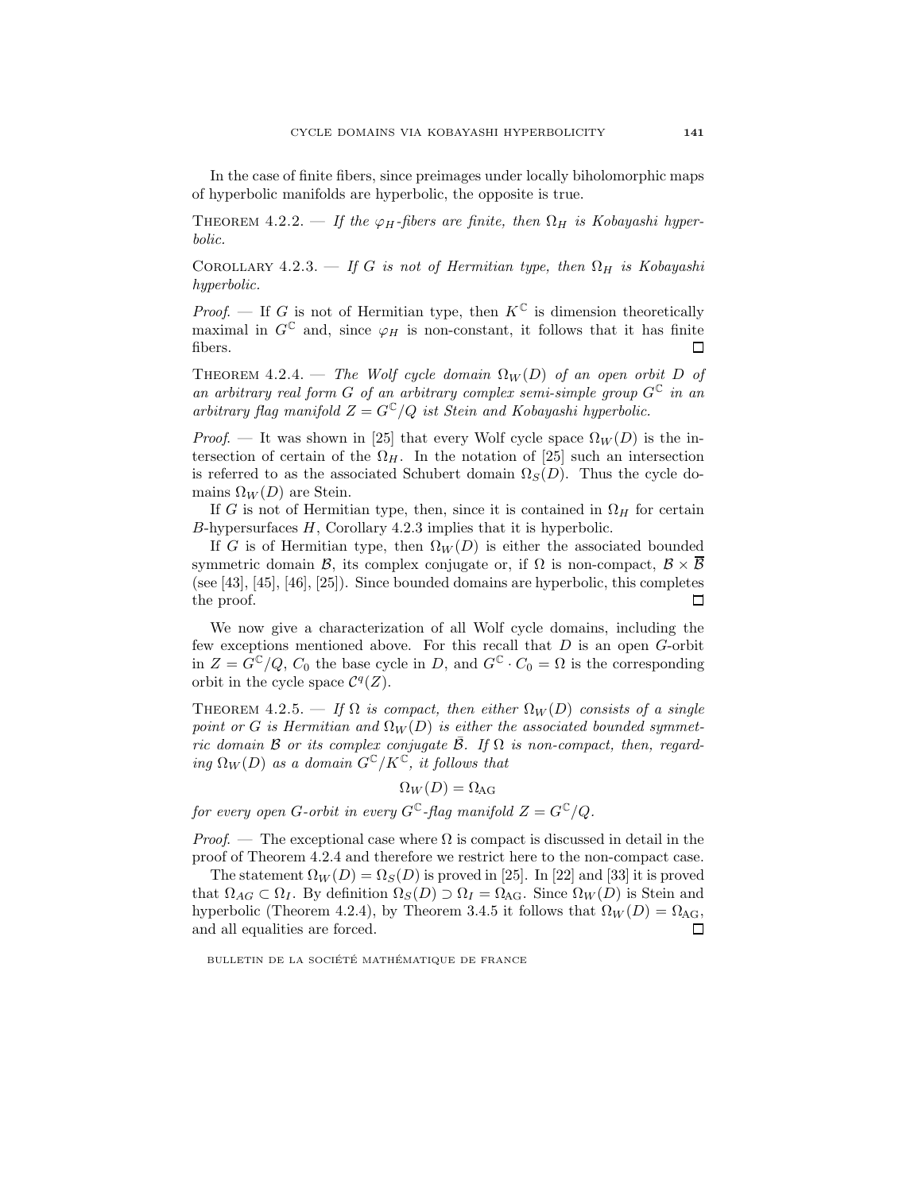In the case of finite fibers, since preimages under locally biholomorphic maps of hyperbolic manifolds are hyperbolic, the opposite is true.

Theorem 4.2.2. — *If the $\varphi_H$-fibers are finite, then $\Omega_H$ is Kobayashi hyperbolic.*

Corollary 4.2.3. — *If $G$ is not of Hermitian type, then $\Omega_H$ is Kobayashi hyperbolic.*

*Proof*. — If $G$ is not of Hermitian type, then $K^{\mathbb{C}}$ is dimension theoretically maximal in $G^{\mathbb{C}}$ and, since $\varphi_H$ is non-constant, it follows that it has finite fibers. □

Theorem 4.2.4. — *The Wolf cycle domain $\Omega_W(D)$ of an open orbit $D$ of an arbitrary real form $G$ of an arbitrary complex semi-simple group $G^{\mathbb{C}}$ in an arbitrary flag manifold $Z = G^{\mathbb{C}}/Q$ ist Stein and Kobayashi hyperbolic.*

*Proof*. — It was shown in [25] that every Wolf cycle space $\Omega_W(D)$ is the intersection of certain of the $\Omega_H$. In the notation of [25] such an intersection is referred to as the associated Schubert domain $\Omega_S(D)$. Thus the cycle domains $\Omega_W(D)$ are Stein.

If $G$ is not of Hermitian type, then, since it is contained in $\Omega_H$ for certain $B$-hypersurfaces $H$, Corollary 4.2.3 implies that it is hyperbolic.

If $G$ is of Hermitian type, then $\Omega_W(D)$ is either the associated bounded symmetric domain $\mathcal{B}$, its complex conjugate or, if $\Omega$ is non-compact, $\mathcal{B} \times \overline{\mathcal{B}}$ (see [43], [45], [46], [25]). Since bounded domains are hyperbolic, this completes the proof. □

We now give a characterization of all Wolf cycle domains, including the few exceptions mentioned above. For this recall that $D$ is an open $G$-orbit in $Z = G^{\mathbb{C}}/Q$, $C_0$ the base cycle in $D$, and $G^{\mathbb{C}} \cdot C_0 = \Omega$ is the corresponding orbit in the cycle space $\mathcal{C}^q(Z)$.

Theorem 4.2.5. — *If $\Omega$ is compact, then either $\Omega_W(D)$ consists of a single point or $G$ is Hermitian and $\Omega_W(D)$ is either the associated bounded symmetric domain $\mathcal{B}$ or its complex conjugate $\bar{\mathcal{B}}$. If $\Omega$ is non-compact, then, regarding $\Omega_W(D)$ as a domain $G^{\mathbb{C}}/K^{\mathbb{C}}$, it follows that*

$$\Omega_W(D) = \Omega_{\mathrm{AG}}$$

*for every open $G$-orbit in every $G^{\mathbb{C}}$-flag manifold $Z = G^{\mathbb{C}}/Q$.*

*Proof*. — The exceptional case where $\Omega$ is compact is discussed in detail in the proof of Theorem 4.2.4 and therefore we restrict here to the non-compact case.

The statement $\Omega_W(D) = \Omega_S(D)$ is proved in [25]. In [22] and [33] it is proved that $\Omega_{AG} \subset \Omega_I$. By definition $\Omega_S(D) \supset \Omega_I = \Omega_{\mathrm{AG}}$. Since $\Omega_W(D)$ is Stein and hyperbolic (Theorem 4.2.4), by Theorem 3.4.5 it follows that $\Omega_W(D) = \Omega_{\mathrm{AG}}$, and all equalities are forced. □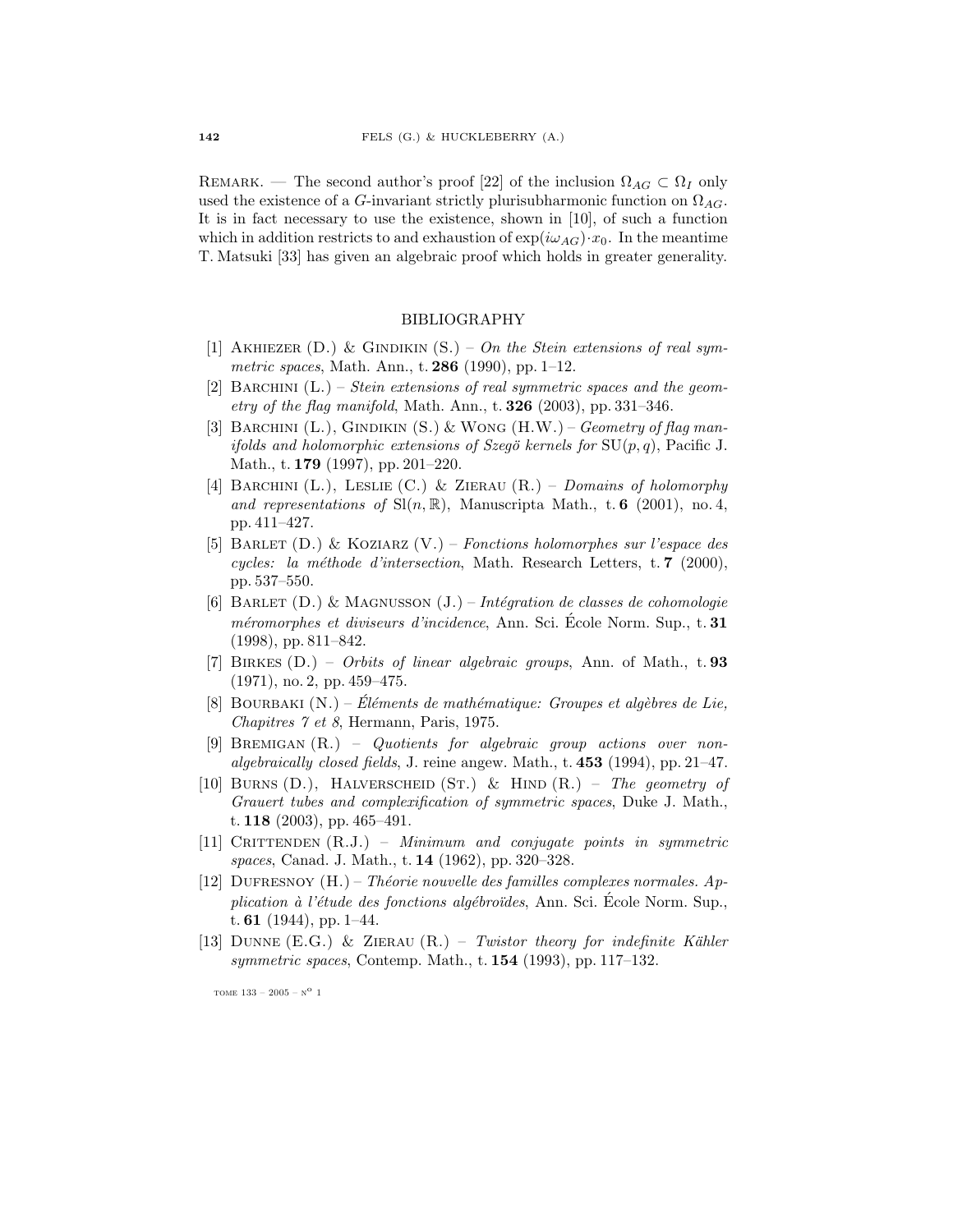REMARK. — The second author's proof [22] of the inclusion $\Omega_{AG} \subset \Omega_I$ only used the existence of a $G$-invariant strictly plurisubharmonic function on $\Omega_{AG}$. It is in fact necessary to use the existence, shown in [10], of such a function which in addition restricts to and exhaustion of $\exp(i\omega_{AG})\cdot x_0$. In the meantime T. Matsuki [33] has given an algebraic proof which holds in greater generality.

## BIBLIOGRAPHY

[1] AKHIEZER (D.) & GINDIKIN (S.) – *On the Stein extensions of real symmetric spaces*, Math. Ann., t. **286** (1990), pp. 1–12.

[2] BARCHINI (L.) – *Stein extensions of real symmetric spaces and the geometry of the flag manifold*, Math. Ann., t. **326** (2003), pp. 331–346.

[3] BARCHINI (L.), GINDIKIN (S.) & WONG (H.W.) – *Geometry of flag manifolds and holomorphic extensions of Szegö kernels for* $\mathrm{SU}(p,q)$, Pacific J. Math., t. **179** (1997), pp. 201–220.

[4] BARCHINI (L.), LESLIE (C.) & ZIERAU (R.) – *Domains of holomorphy and representations of* $\mathrm{Sl}(n,\mathbb{R})$, Manuscripta Math., t. **6** (2001), no. 4, pp. 411–427.

[5] BARLET (D.) & KOZIARZ (V.) – *Fonctions holomorphes sur l'espace des cycles: la méthode d'intersection*, Math. Research Letters, t. **7** (2000), pp. 537–550.

[6] BARLET (D.) & MAGNUSSON (J.) – *Intégration de classes de cohomologie méromorphes et diviseurs d'incidence*, Ann. Sci. École Norm. Sup., t. **31** (1998), pp. 811–842.

[7] BIRKES (D.) – *Orbits of linear algebraic groups*, Ann. of Math., t. **93** (1971), no. 2, pp. 459–475.

[8] BOURBAKI (N.) – *Éléments de mathématique: Groupes et algèbres de Lie, Chapitres 7 et 8*, Hermann, Paris, 1975.

[9] BREMIGAN (R.) – *Quotients for algebraic group actions over non-algebraically closed fields*, J. reine angew. Math., t. **453** (1994), pp. 21–47.

[10] BURNS (D.), HALVERSCHEID (ST.) & HIND (R.) – *The geometry of Grauert tubes and complexification of symmetric spaces*, Duke J. Math., t. **118** (2003), pp. 465–491.

[11] CRITTENDEN (R.J.) – *Minimum and conjugate points in symmetric spaces*, Canad. J. Math., t. **14** (1962), pp. 320–328.

[12] DUFRESNOY (H.) – *Théorie nouvelle des familles complexes normales. Application à l'étude des fonctions algébroïdes*, Ann. Sci. École Norm. Sup., t. **61** (1944), pp. 1–44.

[13] DUNNE (E.G.) & ZIERAU (R.) – *Twistor theory for indefinite Kähler symmetric spaces*, Contemp. Math., t. **154** (1993), pp. 117–132.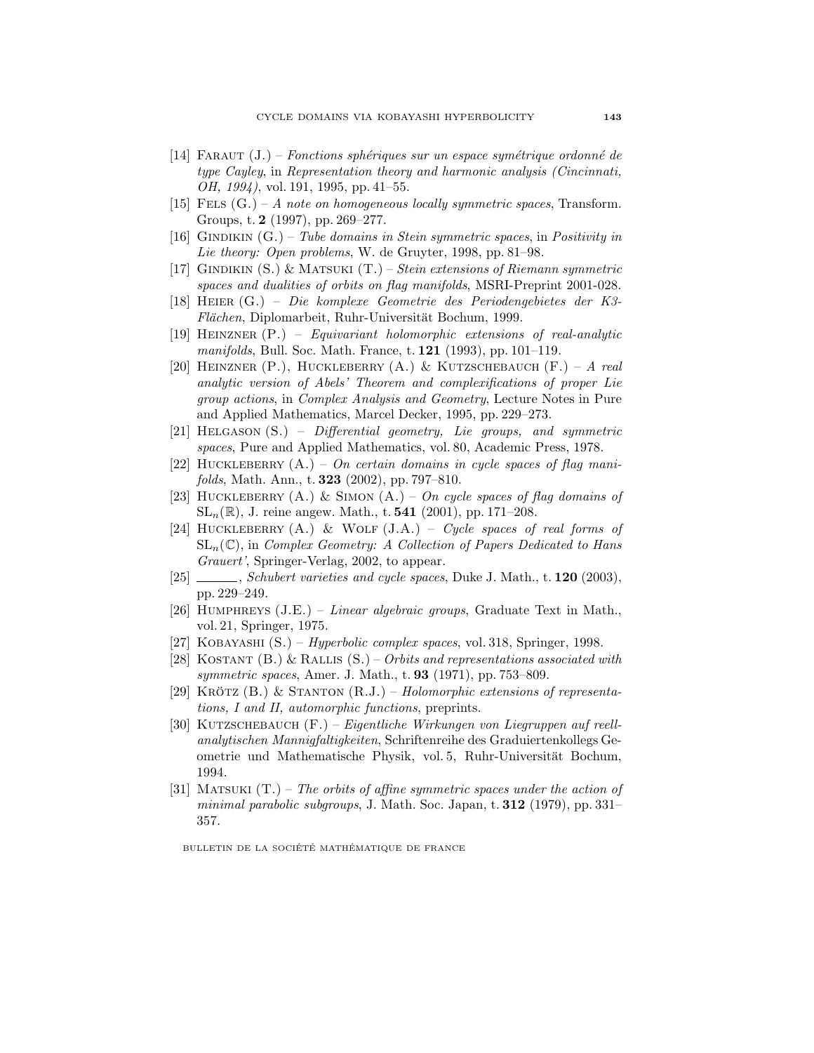[14] Faraut (J.) – *Fonctions sphériques sur un espace symétrique ordonné de type Cayley*, in *Representation theory and harmonic analysis (Cincinnati, OH, 1994)*, vol. 191, 1995, pp. 41–55.

[15] Fels (G.) – *A note on homogeneous locally symmetric spaces*, Transform. Groups, t. **2** (1997), pp. 269–277.

[16] Gindikin (G.) – *Tube domains in Stein symmetric spaces*, in *Positivity in Lie theory: Open problems*, W. de Gruyter, 1998, pp. 81–98.

[17] Gindikin (S.) & Matsuki (T.) – *Stein extensions of Riemann symmetric spaces and dualities of orbits on flag manifolds*, MSRI-Preprint 2001-028.

[18] Heier (G.) – *Die komplexe Geometrie des Periodengebietes der K3-Flächen*, Diplomarbeit, Ruhr-Universität Bochum, 1999.

[19] Heinzner (P.) – *Equivariant holomorphic extensions of real-analytic manifolds*, Bull. Soc. Math. France, t. **121** (1993), pp. 101–119.

[20] Heinzner (P.), Huckleberry (A.) & Kutzschebauch (F.) – *A real analytic version of Abels' Theorem and complexifications of proper Lie group actions*, in *Complex Analysis and Geometry*, Lecture Notes in Pure and Applied Mathematics, Marcel Decker, 1995, pp. 229–273.

[21] Helgason (S.) – *Differential geometry, Lie groups, and symmetric spaces*, Pure and Applied Mathematics, vol. 80, Academic Press, 1978.

[22] Huckleberry (A.) – *On certain domains in cycle spaces of flag manifolds*, Math. Ann., t. **323** (2002), pp. 797–810.

[23] Huckleberry (A.) & Simon (A.) – *On cycle spaces of flag domains of* $\mathrm{SL}_n(\mathbb{R})$, J. reine angew. Math., t. **541** (2001), pp. 171–208.

[24] Huckleberry (A.) & Wolf (J.A.) – *Cycle spaces of real forms of* $\mathrm{SL}_n(\mathbb{C})$, in *Complex Geometry: A Collection of Papers Dedicated to Hans Grauert'*, Springer-Verlag, 2002, to appear.

[25] ______, *Schubert varieties and cycle spaces*, Duke J. Math., t. **120** (2003), pp. 229–249.

[26] Humphreys (J.E.) – *Linear algebraic groups*, Graduate Text in Math., vol. 21, Springer, 1975.

[27] Kobayashi (S.) – *Hyperbolic complex spaces*, vol. 318, Springer, 1998.

[28] Kostant (B.) & Rallis (S.) – *Orbits and representations associated with symmetric spaces*, Amer. J. Math., t. **93** (1971), pp. 753–809.

[29] Krötz (B.) & Stanton (R.J.) – *Holomorphic extensions of representations, I and II, automorphic functions*, preprints.

[30] Kutzschebauch (F.) – *Eigentliche Wirkungen von Liegruppen auf reell-analytischen Mannigfaltigkeiten*, Schriftenreihe des Graduiertenkollegs Geometrie und Mathematische Physik, vol. 5, Ruhr-Universität Bochum, 1994.

[31] Matsuki (T.) – *The orbits of affine symmetric spaces under the action of minimal parabolic subgroups*, J. Math. Soc. Japan, t. **312** (1979), pp. 331–357.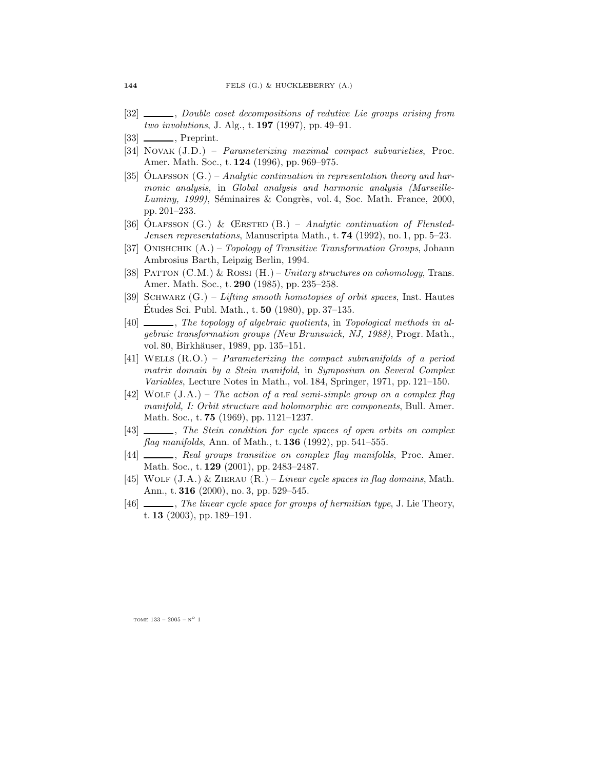[32] ———, *Double coset decompositions of redutive Lie groups arising from two involutions*, J. Alg., t. **197** (1997), pp. 49–91.

[33] ———, Preprint.

[34] Novak (J.D.) – *Parameterizing maximal compact subvarieties*, Proc. Amer. Math. Soc., t. **124** (1996), pp. 969–975.

[35] Ólafsson (G.) – *Analytic continuation in representation theory and harmonic analysis*, in *Global analysis and harmonic analysis (Marseille-Luminy, 1999)*, Séminaires & Congrès, vol. 4, Soc. Math. France, 2000, pp. 201–233.

[36] Ólafsson (G.) & Œrsted (B.) – *Analytic continuation of Flensted-Jensen representations*, Manuscripta Math., t. **74** (1992), no. 1, pp. 5–23.

[37] Onishchik (A.) – *Topology of Transitive Transformation Groups*, Johann Ambrosius Barth, Leipzig Berlin, 1994.

[38] Patton (C.M.) & Rossi (H.) – *Unitary structures on cohomology*, Trans. Amer. Math. Soc., t. **290** (1985), pp. 235–258.

[39] Schwarz (G.) – *Lifting smooth homotopies of orbit spaces*, Inst. Hautes Études Sci. Publ. Math., t. **50** (1980), pp. 37–135.

[40] ———, *The topology of algebraic quotients*, in *Topological methods in algebraic transformation groups (New Brunswick, NJ, 1988)*, Progr. Math., vol. 80, Birkhäuser, 1989, pp. 135–151.

[41] Wells (R.O.) – *Parameterizing the compact submanifolds of a period matrix domain by a Stein manifold*, in *Symposium on Several Complex Variables*, Lecture Notes in Math., vol. 184, Springer, 1971, pp. 121–150.

[42] Wolf (J.A.) – *The action of a real semi-simple group on a complex flag manifold, I: Orbit structure and holomorphic arc components*, Bull. Amer. Math. Soc., t. **75** (1969), pp. 1121–1237.

[43] ———, *The Stein condition for cycle spaces of open orbits on complex flag manifolds*, Ann. of Math., t. **136** (1992), pp. 541–555.

[44] ———, *Real groups transitive on complex flag manifolds*, Proc. Amer. Math. Soc., t. **129** (2001), pp. 2483–2487.

[45] Wolf (J.A.) & Zierau (R.) – *Linear cycle spaces in flag domains*, Math. Ann., t. **316** (2000), no. 3, pp. 529–545.

[46] ———, *The linear cycle space for groups of hermitian type*, J. Lie Theory, t. **13** (2003), pp. 189–191.